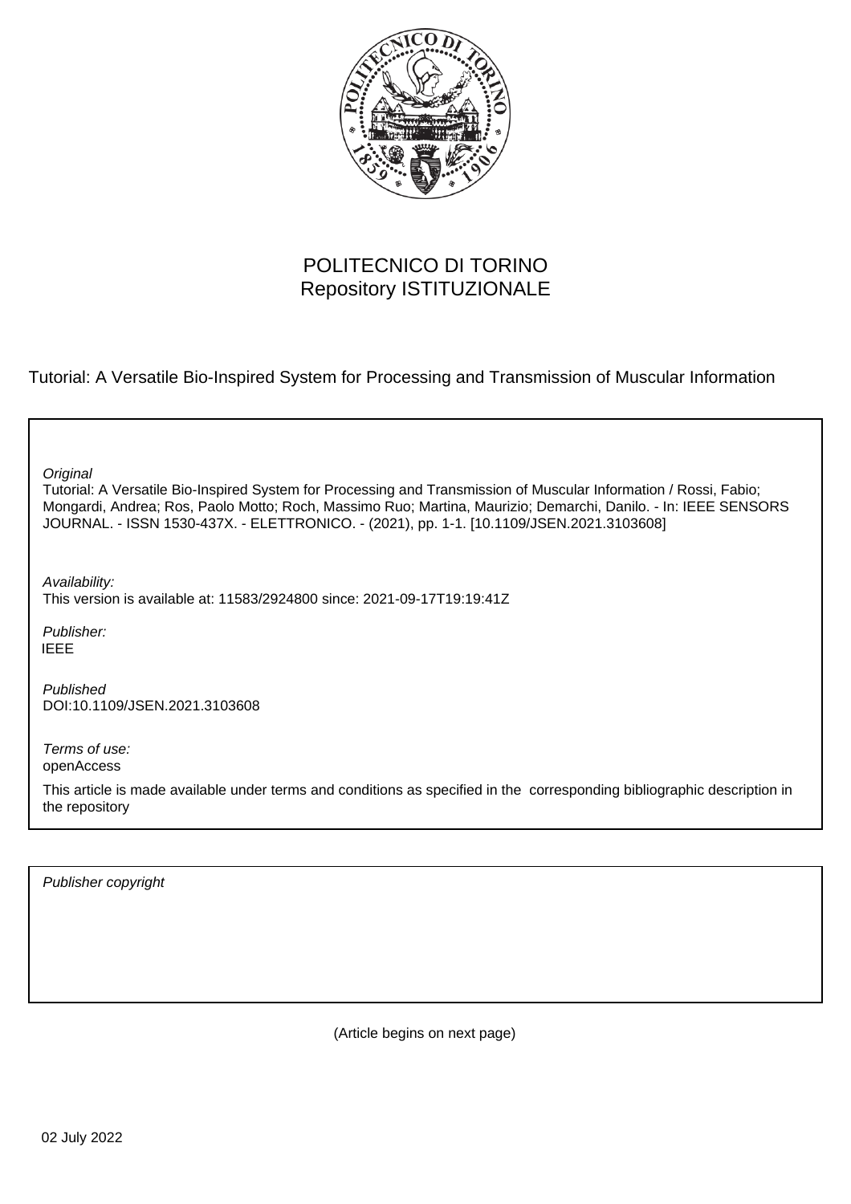POLITECNICO DI TORINO
Repository ISTITUZIONALE

Tutorial: A Versatile Bio-Inspired System for Processing and Transmission of Muscular Information

*Original*
Tutorial: A Versatile Bio-Inspired System for Processing and Transmission of Muscular Information / Rossi, Fabio; Mongardi, Andrea; Ros, Paolo Motto; Roch, Massimo Ruo; Martina, Maurizio; Demarchi, Danilo. - In: IEEE SENSORS JOURNAL. - ISSN 1530-437X. - ELETTRONICO. - (2021), pp. 1-1. [10.1109/JSEN.2021.3103608]

*Availability:*
This version is available at: 11583/2924800 since: 2021-09-17T19:19:41Z

*Publisher:*
IEEE

*Published*
DOI:10.1109/JSEN.2021.3103608

*Terms of use:*
openAccess

This article is made available under terms and conditions as specified in the corresponding bibliographic description in the repository

*Publisher copyright*

(Article begins on next page)

02 July 2022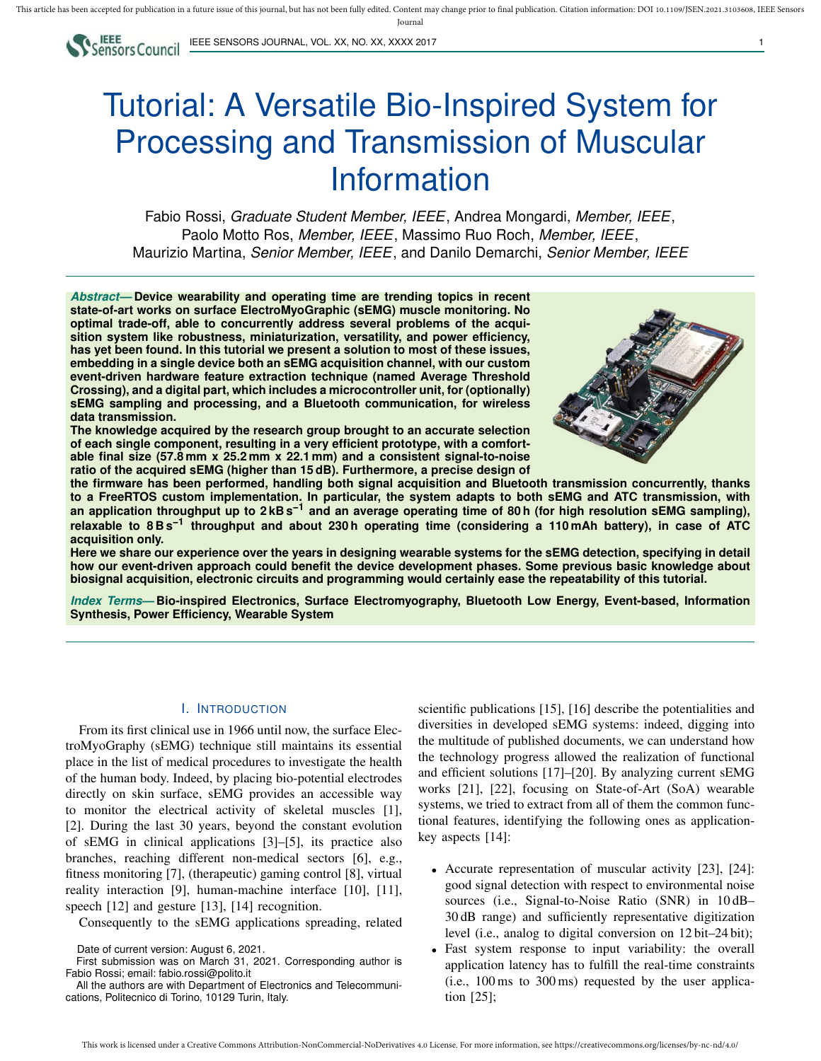# Tutorial: A Versatile Bio-Inspired System for Processing and Transmission of Muscular Information

Fabio Rossi, *Graduate Student Member, IEEE*, Andrea Mongardi, *Member, IEEE*, Paolo Motto Ros, *Member, IEEE*, Massimo Ruo Roch, *Member, IEEE*, Maurizio Martina, *Senior Member, IEEE*, and Danilo Demarchi, *Senior Member, IEEE*

***Abstract*— Device wearability and operating time are trending topics in recent state-of-art works on surface ElectroMyoGraphic (sEMG) muscle monitoring. No optimal trade-off, able to concurrently address several problems of the acquisition system like robustness, miniaturization, versatility, and power efficiency, has yet been found. In this tutorial we present a solution to most of these issues, embedding in a single device both an sEMG acquisition channel, with our custom event-driven hardware feature extraction technique (named Average Threshold Crossing), and a digital part, which includes a microcontroller unit, for (optionally) sEMG sampling and processing, and a Bluetooth communication, for wireless data transmission.**

**The knowledge acquired by the research group brought to an accurate selection of each single component, resulting in a very efficient prototype, with a comfortable final size (57.8 mm x 25.2 mm x 22.1 mm) and a consistent signal-to-noise ratio of the acquired sEMG (higher than 15 dB). Furthermore, a precise design of the firmware has been performed, handling both signal acquisition and Bluetooth transmission concurrently, thanks to a FreeRTOS custom implementation. In particular, the system adapts to both sEMG and ATC transmission, with an application throughput up to 2 kB s$^{-1}$ and an average operating time of 80 h (for high resolution sEMG sampling), relaxable to 8 B s$^{-1}$ throughput and about 230 h operating time (considering a 110 mAh battery), in case of ATC acquisition only.**

**Here we share our experience over the years in designing wearable systems for the sEMG detection, specifying in detail how our event-driven approach could benefit the device development phases. Some previous basic knowledge about biosignal acquisition, electronic circuits and programming would certainly ease the repeatability of this tutorial.**

***Index Terms*— Bio-inspired Electronics, Surface Electromyography, Bluetooth Low Energy, Event-based, Information Synthesis, Power Efficiency, Wearable System**

## I. Introduction

From its first clinical use in 1966 until now, the surface ElectroMyoGraphy (sEMG) technique still maintains its essential place in the list of medical procedures to investigate the health of the human body. Indeed, by placing bio-potential electrodes directly on skin surface, sEMG provides an accessible way to monitor the electrical activity of skeletal muscles [1], [2]. During the last 30 years, beyond the constant evolution of sEMG in clinical applications [3]–[5], its practice also branches, reaching different non-medical sectors [6], e.g., fitness monitoring [7], (therapeutic) gaming control [8], virtual reality interaction [9], human-machine interface [10], [11], speech [12] and gesture [13], [14] recognition.

Consequently to the sEMG applications spreading, related scientific publications [15], [16] describe the potentialities and diversities in developed sEMG systems: indeed, digging into the multitude of published documents, we can understand how the technology progress allowed the realization of functional and efficient solutions [17]–[20]. By analyzing current sEMG works [21], [22], focusing on State-of-Art (SoA) wearable systems, we tried to extract from all of them the common functional features, identifying the following ones as application-key aspects [14]:

- Accurate representation of muscular activity [23], [24]: good signal detection with respect to environmental noise sources (i.e., Signal-to-Noise Ratio (SNR) in 10 dB–30 dB range) and sufficiently representative digitization level (i.e., analog to digital conversion on 12 bit–24 bit);
- Fast system response to input variability: the overall application latency has to fulfill the real-time constraints (i.e., 100 ms to 300 ms) requested by the user application [25];

Date of current version: August 6, 2021.

First submission was on March 31, 2021. Corresponding author is Fabio Rossi; email: fabio.rossi@polito.it

All the authors are with Department of Electronics and Telecommunications, Politecnico di Torino, 10129 Turin, Italy.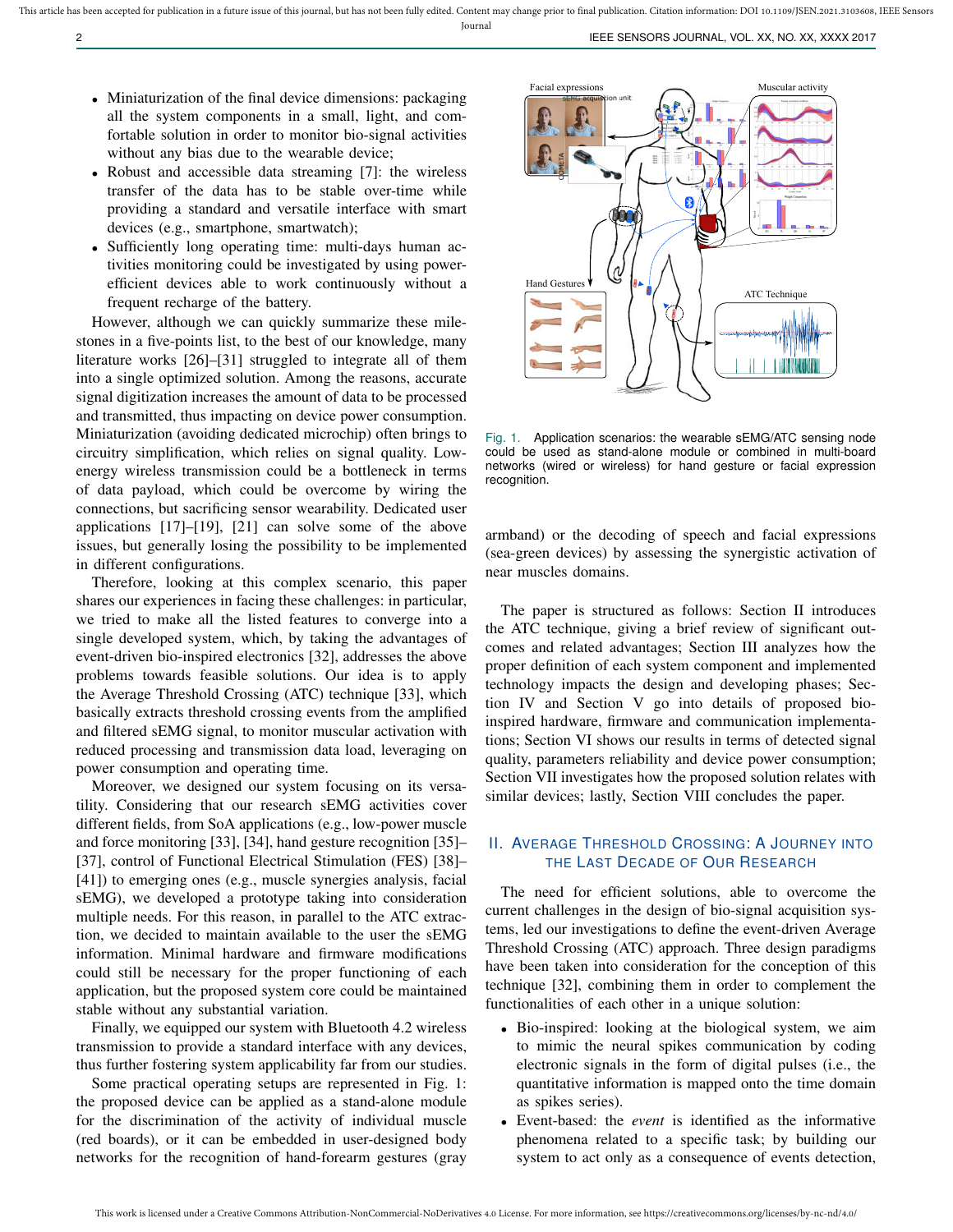- Miniaturization of the final device dimensions: packaging all the system components in a small, light, and comfortable solution in order to monitor bio-signal activities without any bias due to the wearable device;
- Robust and accessible data streaming [7]: the wireless transfer of the data has to be stable over-time while providing a standard and versatile interface with smart devices (e.g., smartphone, smartwatch);
- Sufficiently long operating time: multi-days human activities monitoring could be investigated by using power-efficient devices able to work continuously without a frequent recharge of the battery.

However, although we can quickly summarize these milestones in a five-points list, to the best of our knowledge, many literature works [26]–[31] struggled to integrate all of them into a single optimized solution. Among the reasons, accurate signal digitization increases the amount of data to be processed and transmitted, thus impacting on device power consumption. Miniaturization (avoiding dedicated microchip) often brings to circuitry simplification, which relies on signal quality. Low-energy wireless transmission could be a bottleneck in terms of data payload, which could be overcome by wiring the connections, but sacrificing sensor wearability. Dedicated user applications [17]–[19], [21] can solve some of the above issues, but generally losing the possibility to be implemented in different configurations.

Therefore, looking at this complex scenario, this paper shares our experiences in facing these challenges: in particular, we tried to make all the listed features to converge into a single developed system, which, by taking the advantages of event-driven bio-inspired electronics [32], addresses the above problems towards feasible solutions. Our idea is to apply the Average Threshold Crossing (ATC) technique [33], which basically extracts threshold crossing events from the amplified and filtered sEMG signal, to monitor muscular activation with reduced processing and transmission data load, leveraging on power consumption and operating time.

Moreover, we designed our system focusing on its versatility. Considering that our research sEMG activities cover different fields, from SoA applications (e.g., low-power muscle and force monitoring [33], [34], hand gesture recognition [35]–[37], control of Functional Electrical Stimulation (FES) [38]–[41]) to emerging ones (e.g., muscle synergies analysis, facial sEMG), we developed a prototype taking into consideration multiple needs. For this reason, in parallel to the ATC extraction, we decided to maintain available to the user the sEMG information. Minimal hardware and firmware modifications could still be necessary for the proper functioning of each application, but the proposed system core could be maintained stable without any substantial variation.

Finally, we equipped our system with Bluetooth 4.2 wireless transmission to provide a standard interface with any devices, thus further fostering system applicability far from our studies.

Some practical operating setups are represented in Fig. 1: the proposed device can be applied as a stand-alone module for the discrimination of the activity of individual muscle (red boards), or it can be embedded in user-designed body networks for the recognition of hand-forearm gestures (gray armband) or the decoding of speech and facial expressions (sea-green devices) by assessing the synergistic activation of near muscles domains.

Fig. 1. Application scenarios: the wearable sEMG/ATC sensing node could be used as stand-alone module or combined in multi-board networks (wired or wireless) for hand gesture or facial expression recognition.

The paper is structured as follows: Section II introduces the ATC technique, giving a brief review of significant outcomes and related advantages; Section III analyzes how the proper definition of each system component and implemented technology impacts the design and developing phases; Section IV and Section V go into details of proposed bio-inspired hardware, firmware and communication implementations; Section VI shows our results in terms of detected signal quality, parameters reliability and device power consumption; Section VII investigates how the proposed solution relates with similar devices; lastly, Section VIII concludes the paper.

## II. Average Threshold Crossing: A Journey into the Last Decade of Our Research

The need for efficient solutions, able to overcome the current challenges in the design of bio-signal acquisition systems, led our investigations to define the event-driven Average Threshold Crossing (ATC) approach. Three design paradigms have been taken into consideration for the conception of this technique [32], combining them in order to complement the functionalities of each other in a unique solution:

- Bio-inspired: looking at the biological system, we aim to mimic the neural spikes communication by coding electronic signals in the form of digital pulses (i.e., the quantitative information is mapped onto the time domain as spikes series).
- Event-based: the *event* is identified as the informative phenomena related to a specific task; by building our system to act only as a consequence of events detection,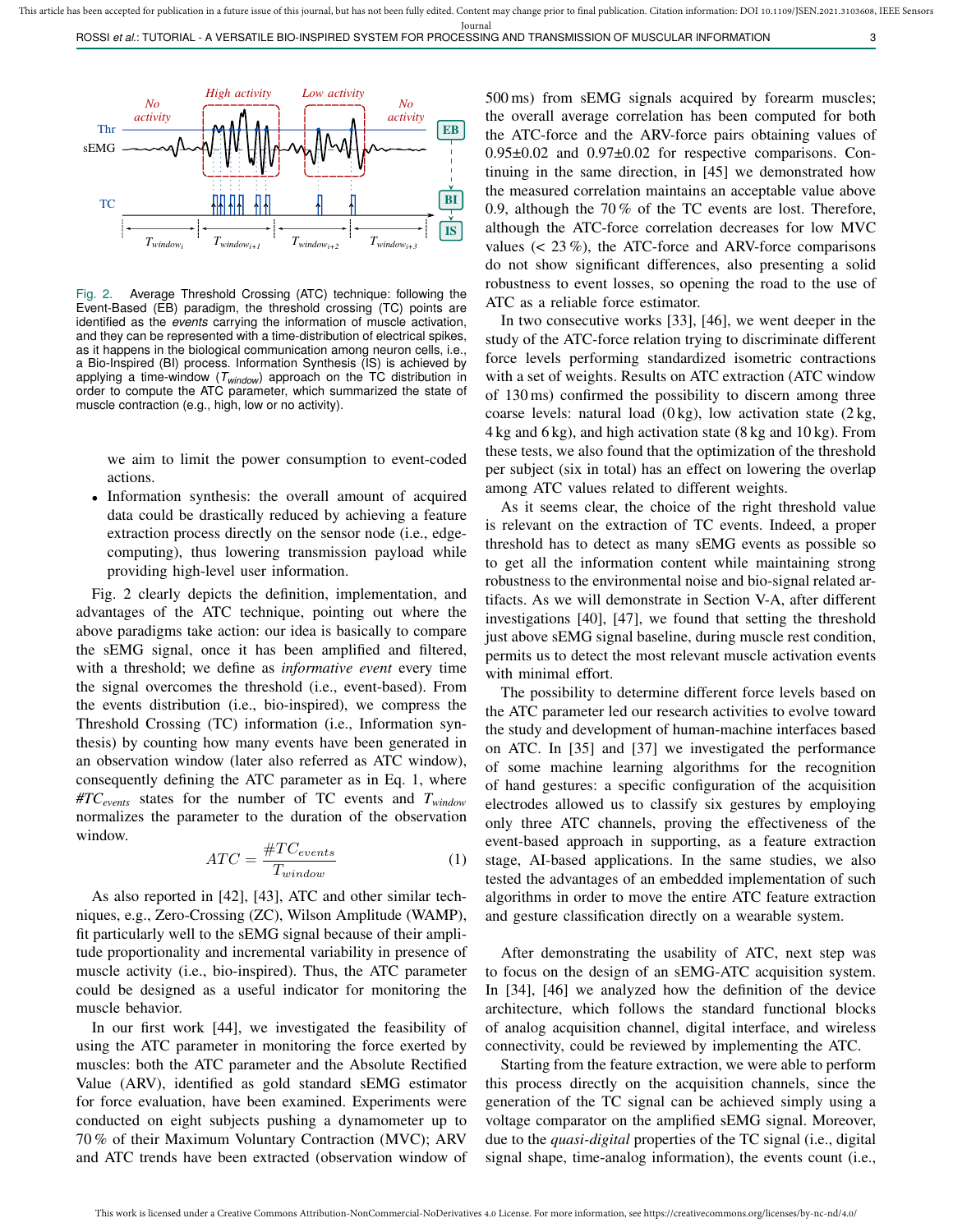Fig. 2. Average Threshold Crossing (ATC) technique: following the Event-Based (EB) paradigm, the threshold crossing (TC) points are identified as the *events* carrying the information of muscle activation, and they can be represented with a time-distribution of electrical spikes, as it happens in the biological communication among neuron cells, i.e., a Bio-Inspired (BI) process. Information Synthesis (IS) is achieved by applying a time-window ($T_{window}$) approach on the TC distribution in order to compute the ATC parameter, which summarized the state of muscle contraction (e.g., high, low or no activity).

we aim to limit the power consumption to event-coded actions.

- Information synthesis: the overall amount of acquired data could be drastically reduced by achieving a feature extraction process directly on the sensor node (i.e., edge-computing), thus lowering transmission payload while providing high-level user information.

Fig. 2 clearly depicts the definition, implementation, and advantages of the ATC technique, pointing out where the above paradigms take action: our idea is basically to compare the sEMG signal, once it has been amplified and filtered, with a threshold; we define as *informative event* every time the signal overcomes the threshold (i.e., event-based). From the events distribution (i.e., bio-inspired), we compress the Threshold Crossing (TC) information (i.e., Information synthesis) by counting how many events have been generated in an observation window (later also referred as ATC window), consequently defining the ATC parameter as in Eq. 1, where $\#TC_{events}$ states for the number of TC events and $T_{window}$ normalizes the parameter to the duration of the observation window.

$$ATC = \frac{\#TC_{events}}{T_{window}} \tag{1}$$

As also reported in [42], [43], ATC and other similar techniques, e.g., Zero-Crossing (ZC), Wilson Amplitude (WAMP), fit particularly well to the sEMG signal because of their amplitude proportionality and incremental variability in presence of muscle activity (i.e., bio-inspired). Thus, the ATC parameter could be designed as a useful indicator for monitoring the muscle behavior.

In our first work [44], we investigated the feasibility of using the ATC parameter in monitoring the force exerted by muscles: both the ATC parameter and the Absolute Rectified Value (ARV), identified as gold standard sEMG estimator for force evaluation, have been examined. Experiments were conducted on eight subjects pushing a dynamometer up to 70 % of their Maximum Voluntary Contraction (MVC); ARV and ATC trends have been extracted (observation window of 500 ms) from sEMG signals acquired by forearm muscles; the overall average correlation has been computed for both the ATC-force and the ARV-force pairs obtaining values of 0.95±0.02 and 0.97±0.02 for respective comparisons. Continuing in the same direction, in [45] we demonstrated how the measured correlation maintains an acceptable value above 0.9, although the 70 % of the TC events are lost. Therefore, although the ATC-force correlation decreases for low MVC values (< 23 %), the ATC-force and ARV-force comparisons do not show significant differences, also presenting a solid robustness to event losses, so opening the road to the use of ATC as a reliable force estimator.

In two consecutive works [33], [46], we went deeper in the study of the ATC-force relation trying to discriminate different force levels performing standardized isometric contractions with a set of weights. Results on ATC extraction (ATC window of 130 ms) confirmed the possibility to discern among three coarse levels: natural load (0 kg), low activation state (2 kg, 4 kg and 6 kg), and high activation state (8 kg and 10 kg). From these tests, we also found that the optimization of the threshold per subject (six in total) has an effect on lowering the overlap among ATC values related to different weights.

As it seems clear, the choice of the right threshold value is relevant on the extraction of TC events. Indeed, a proper threshold has to detect as many sEMG events as possible so to get all the information content while maintaining strong robustness to the environmental noise and bio-signal related artifacts. As we will demonstrate in Section V-A, after different investigations [40], [47], we found that setting the threshold just above sEMG signal baseline, during muscle rest condition, permits us to detect the most relevant muscle activation events with minimal effort.

The possibility to determine different force levels based on the ATC parameter led our research activities to evolve toward the study and development of human-machine interfaces based on ATC. In [35] and [37] we investigated the performance of some machine learning algorithms for the recognition of hand gestures: a specific configuration of the acquisition electrodes allowed us to classify six gestures by employing only three ATC channels, proving the effectiveness of the event-based approach in supporting, as a feature extraction stage, AI-based applications. In the same studies, we also tested the advantages of an embedded implementation of such algorithms in order to move the entire ATC feature extraction and gesture classification directly on a wearable system.

After demonstrating the usability of ATC, next step was to focus on the design of an sEMG-ATC acquisition system. In [34], [46] we analyzed how the definition of the device architecture, which follows the standard functional blocks of analog acquisition channel, digital interface, and wireless connectivity, could be reviewed by implementing the ATC.

Starting from the feature extraction, we were able to perform this process directly on the acquisition channels, since the generation of the TC signal can be achieved simply using a voltage comparator on the amplified sEMG signal. Moreover, due to the *quasi-digital* properties of the TC signal (i.e., digital signal shape, time-analog information), the events count (i.e.,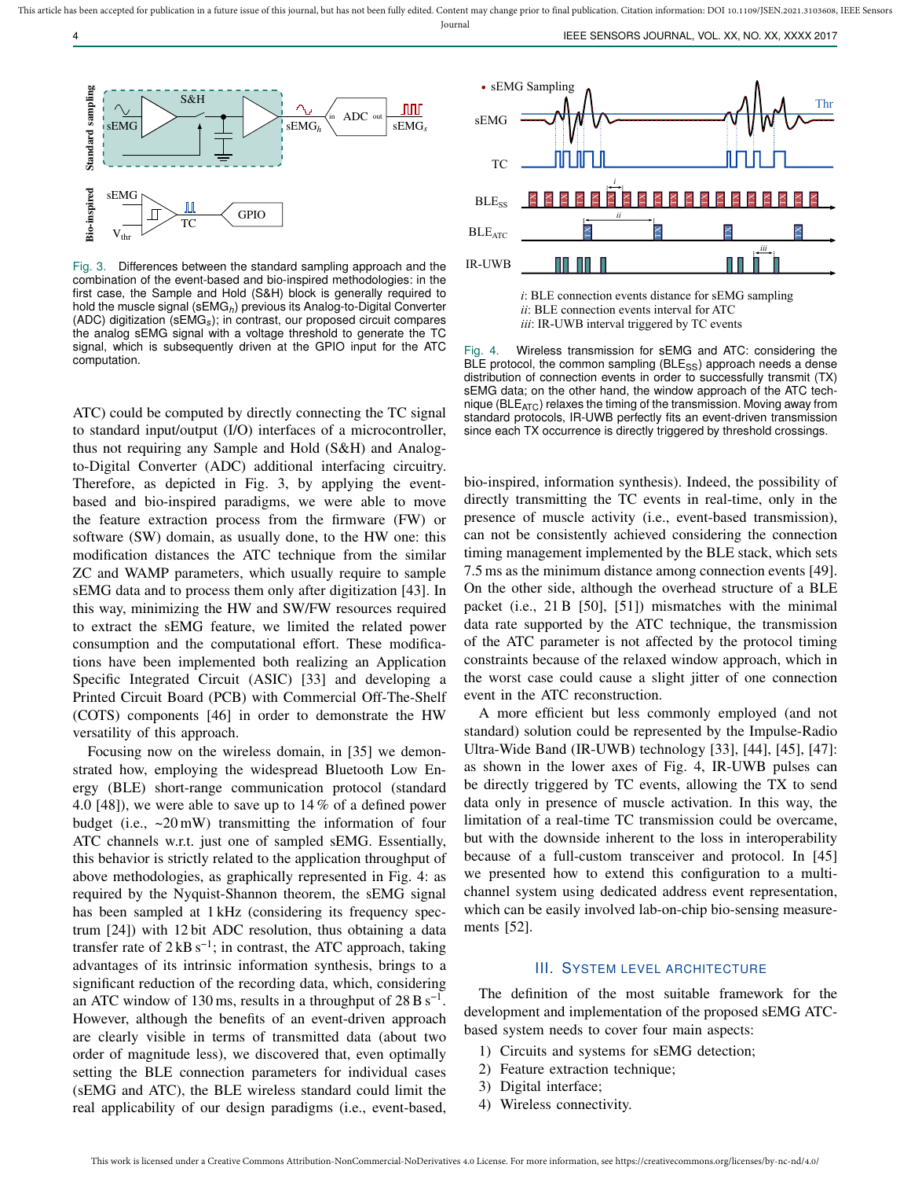Fig. 3. Differences between the standard sampling approach and the combination of the event-based and bio-inspired methodologies: in the first case, the Sample and Hold (S&H) block is generally required to hold the muscle signal ($sEMG_h$) previous its Analog-to-Digital Converter (ADC) digitization ($sEMG_s$); in contrast, our proposed circuit compares the analog sEMG signal with a voltage threshold to generate the TC signal, which is subsequently driven at the GPIO input for the ATC computation.

ATC) could be computed by directly connecting the TC signal to standard input/output (I/O) interfaces of a microcontroller, thus not requiring any Sample and Hold (S&H) and Analog-to-Digital Converter (ADC) additional interfacing circuitry. Therefore, as depicted in Fig. 3, by applying the event-based and bio-inspired paradigms, we were able to move the feature extraction process from the firmware (FW) or software (SW) domain, as usually done, to the HW one: this modification distances the ATC technique from the similar ZC and WAMP parameters, which usually require to sample sEMG data and to process them only after digitization [43]. In this way, minimizing the HW and SW/FW resources required to extract the sEMG feature, we limited the related power consumption and the computational effort. These modifications have been implemented both realizing an Application Specific Integrated Circuit (ASIC) [33] and developing a Printed Circuit Board (PCB) with Commercial Off-The-Shelf (COTS) components [46] in order to demonstrate the HW versatility of this approach.

Focusing now on the wireless domain, in [35] we demonstrated how, employing the widespread Bluetooth Low Energy (BLE) short-range communication protocol (standard 4.0 [48]), we were able to save up to 14 % of a defined power budget (i.e., ~20 mW) transmitting the information of four ATC channels w.r.t. just one of sampled sEMG. Essentially, this behavior is strictly related to the application throughput of above methodologies, as graphically represented in Fig. 4: as required by the Nyquist-Shannon theorem, the sEMG signal has been sampled at 1 kHz (considering its frequency spectrum [24]) with 12 bit ADC resolution, thus obtaining a data transfer rate of $2\,\text{kB}\,\text{s}^{-1}$; in contrast, the ATC approach, taking advantages of its intrinsic information synthesis, brings to a significant reduction of the recording data, which, considering an ATC window of 130 ms, results in a throughput of $28\,\text{B}\,\text{s}^{-1}$. However, although the benefits of an event-driven approach are clearly visible in terms of transmitted data (about two order of magnitude less), we discovered that, even optimally setting the BLE connection parameters for individual cases (sEMG and ATC), the BLE wireless standard could limit the real applicability of our design paradigms (i.e., event-based, bio-inspired, information synthesis). Indeed, the possibility of directly transmitting the TC events in real-time, only in the presence of muscle activity (i.e., event-based transmission), can not be consistently achieved considering the connection timing management implemented by the BLE stack, which sets 7.5 ms as the minimum distance among connection events [49]. On the other side, although the overhead structure of a BLE packet (i.e., 21 B [50], [51]) mismatches with the minimal data rate supported by the ATC technique, the transmission of the ATC parameter is not affected by the protocol timing constraints because of the relaxed window approach, which in the worst case could cause a slight jitter of one connection event in the ATC reconstruction.

*i*: BLE connection events distance for sEMG sampling
*ii*: BLE connection events interval for ATC
*iii*: IR-UWB interval triggered by TC events

Fig. 4. Wireless transmission for sEMG and ATC: considering the BLE protocol, the common sampling ($BLE_{SS}$) approach needs a dense distribution of connection events in order to successfully transmit (TX) sEMG data; on the other hand, the window approach of the ATC technique ($BLE_{ATC}$) relaxes the timing of the transmission. Moving away from standard protocols, IR-UWB perfectly fits an event-driven transmission since each TX occurrence is directly triggered by threshold crossings.

A more efficient but less commonly employed (and not standard) solution could be represented by the Impulse-Radio Ultra-Wide Band (IR-UWB) technology [33], [44], [45], [47]: as shown in the lower axes of Fig. 4, IR-UWB pulses can be directly triggered by TC events, allowing the TX to send data only in presence of muscle activation. In this way, the limitation of a real-time TC transmission could be overcame, but with the downside inherent to the loss in interoperability because of a full-custom transceiver and protocol. In [45] we presented how to extend this configuration to a multi-channel system using dedicated address event representation, which can be easily involved lab-on-chip bio-sensing measurements [52].

## III. System Level Architecture

The definition of the most suitable framework for the development and implementation of the proposed sEMG ATC-based system needs to cover four main aspects:

1) Circuits and systems for sEMG detection;
2) Feature extraction technique;
3) Digital interface;
4) Wireless connectivity.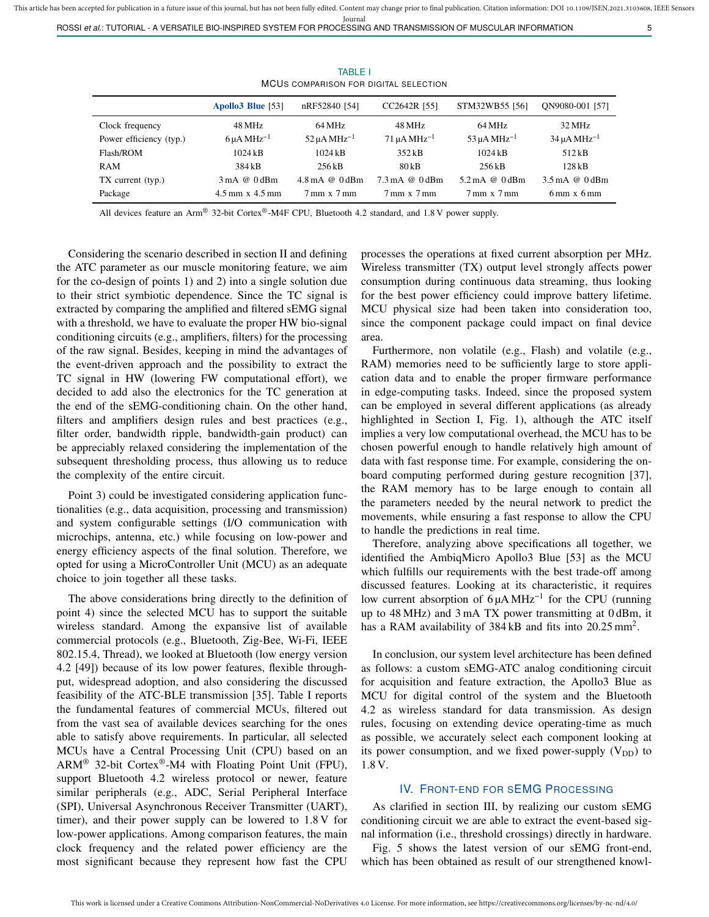TABLE I
MCUS COMPARISON FOR DIGITAL SELECTION

| | **Apollo3 Blue** [53] | nRF52840 [54] | CC2642R [55] | STM32WB55 [56] | QN9080-001 [57] |
|---|---|---|---|---|---|
| Clock frequency | 48 MHz | 64 MHz | 48 MHz | 64 MHz | 32 MHz |
| Power efficiency (typ.) | $6\,\mu A\,MHz^{-1}$ | $52\,\mu A\,MHz^{-1}$ | $71\,\mu A\,MHz^{-1}$ | $53\,\mu A\,MHz^{-1}$ | $34\,\mu A\,MHz^{-1}$ |
| Flash/ROM | 1024 kB | 1024 kB | 352 kB | 1024 kB | 512 kB |
| RAM | 384 kB | 256 kB | 80 kB | 256 kB | 128 kB |
| TX current (typ.) | 3 mA @ 0 dBm | 4.8 mA @ 0 dBm | 7.3 mA @ 0 dBm | 5.2 mA @ 0 dBm | 3.5 mA @ 0 dBm |
| Package | 4.5 mm x 4.5 mm | 7 mm x 7 mm | 7 mm x 7 mm | 7 mm x 7 mm | 6 mm x 6 mm |

All devices feature an Arm® 32-bit Cortex®-M4F CPU, Bluetooth 4.2 standard, and 1.8 V power supply.

Considering the scenario described in section II and defining the ATC parameter as our muscle monitoring feature, we aim for the co-design of points 1) and 2) into a single solution due to their strict symbiotic dependence. Since the TC signal is extracted by comparing the amplified and filtered sEMG signal with a threshold, we have to evaluate the proper HW bio-signal conditioning circuits (e.g., amplifiers, filters) for the processing of the raw signal. Besides, keeping in mind the advantages of the event-driven approach and the possibility to extract the TC signal in HW (lowering FW computational effort), we decided to add also the electronics for the TC generation at the end of the sEMG-conditioning chain. On the other hand, filters and amplifiers design rules and best practices (e.g., filter order, bandwidth ripple, bandwidth-gain product) can be appreciably relaxed considering the implementation of the subsequent thresholding process, thus allowing us to reduce the complexity of the entire circuit.

Point 3) could be investigated considering application functionalities (e.g., data acquisition, processing and transmission) and system configurable settings (I/O communication with microchips, antenna, etc.) while focusing on low-power and energy efficiency aspects of the final solution. Therefore, we opted for using a MicroController Unit (MCU) as an adequate choice to join together all these tasks.

The above considerations bring directly to the definition of point 4) since the selected MCU has to support the suitable wireless standard. Among the expansive list of available commercial protocols (e.g., Bluetooth, Zig-Bee, Wi-Fi, IEEE 802.15.4, Thread), we looked at Bluetooth (low energy version 4.2 [49]) because of its low power features, flexible throughput, widespread adoption, and also considering the discussed feasibility of the ATC-BLE transmission [35]. Table I reports the fundamental features of commercial MCUs, filtered out from the vast sea of available devices searching for the ones able to satisfy above requirements. In particular, all selected MCUs have a Central Processing Unit (CPU) based on an ARM® 32-bit Cortex®-M4 with Floating Point Unit (FPU), support Bluetooth 4.2 wireless protocol or newer, feature similar peripherals (e.g., ADC, Serial Peripheral Interface (SPI), Universal Asynchronous Receiver Transmitter (UART), timer), and their power supply can be lowered to 1.8 V for low-power applications. Among comparison features, the main clock frequency and the related power efficiency are the most significant because they represent how fast the CPU processes the operations at fixed current absorption per MHz. Wireless transmitter (TX) output level strongly affects power consumption during continuous data streaming, thus looking for the best power efficiency could improve battery lifetime. MCU physical size had been taken into consideration too, since the component package could impact on final device area.

Furthermore, non volatile (e.g., Flash) and volatile (e.g., RAM) memories need to be sufficiently large to store application data and to enable the proper firmware performance in edge-computing tasks. Indeed, since the proposed system can be employed in several different applications (as already highlighted in Section I, Fig. 1), although the ATC itself implies a very low computational overhead, the MCU has to be chosen powerful enough to handle relatively high amount of data with fast response time. For example, considering the on-board computing performed during gesture recognition [37], the RAM memory has to be large enough to contain all the parameters needed by the neural network to predict the movements, while ensuring a fast response to allow the CPU to handle the predictions in real time.

Therefore, analyzing above specifications all together, we identified the AmbiqMicro Apollo3 Blue [53] as the MCU which fulfills our requirements with the best trade-off among discussed features. Looking at its characteristic, it requires low current absorption of $6\,\mu A\,MHz^{-1}$ for the CPU (running up to 48 MHz) and 3 mA TX power transmitting at 0 dBm, it has a RAM availability of 384 kB and fits into $20.25\,mm^2$.

In conclusion, our system level architecture has been defined as follows: a custom sEMG-ATC analog conditioning circuit for acquisition and feature extraction, the Apollo3 Blue as MCU for digital control of the system and the Bluetooth 4.2 as wireless standard for data transmission. As design rules, focusing on extending device operating-time as much as possible, we accurately select each component looking at its power consumption, and we fixed power-supply ($V_{DD}$) to 1.8 V.

## IV. Front-End for sEMG Processing

As clarified in section III, by realizing our custom sEMG conditioning circuit we are able to extract the event-based signal information (i.e., threshold crossings) directly in hardware.

Fig. 5 shows the latest version of our sEMG front-end, which has been obtained as result of our strengthened knowl-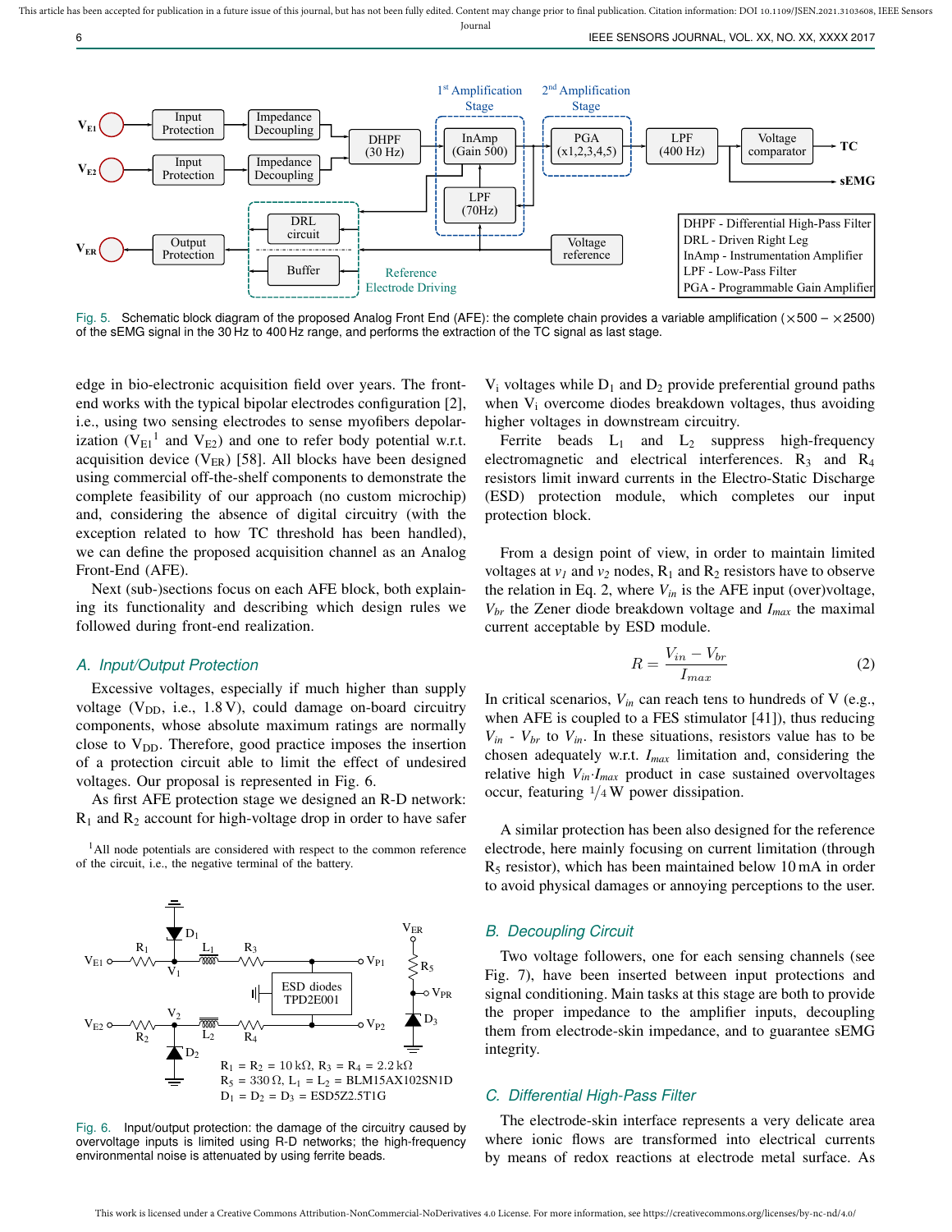Fig. 5. Schematic block diagram of the proposed Analog Front End (AFE): the complete chain provides a variable amplification (×500 – ×2500) of the sEMG signal in the 30 Hz to 400 Hz range, and performs the extraction of the TC signal as last stage.

edge in bio-electronic acquisition field over years. The front-end works with the typical bipolar electrodes configuration [2], i.e., using two sensing electrodes to sense myofibers depolarization ($V_{E1}$[1] and $V_{E2}$) and one to refer body potential w.r.t. acquisition device ($V_{ER}$) [58]. All blocks have been designed using commercial off-the-shelf components to demonstrate the complete feasibility of our approach (no custom microchip) and, considering the absence of digital circuitry (with the exception related to how TC threshold has been handled), we can define the proposed acquisition channel as an Analog Front-End (AFE).

Next (sub-)sections focus on each AFE block, both explaining its functionality and describing which design rules we followed during front-end realization.

### A. Input/Output Protection

Excessive voltages, especially if much higher than supply voltage ($V_{DD}$, i.e., 1.8 V), could damage on-board circuitry components, whose absolute maximum ratings are normally close to $V_{DD}$. Therefore, good practice imposes the insertion of a protection circuit able to limit the effect of undesired voltages. Our proposal is represented in Fig. 6.

As first AFE protection stage we designed an R-D network: $R_1$ and $R_2$ account for high-voltage drop in order to have safer $V_i$ voltages while $D_1$ and $D_2$ provide preferential ground paths when $V_i$ overcome diodes breakdown voltages, thus avoiding higher voltages in downstream circuitry.

[1]All node potentials are considered with respect to the common reference of the circuit, i.e., the negative terminal of the battery.

Fig. 6. Input/output protection: the damage of the circuitry caused by overvoltage inputs is limited using R-D networks; the high-frequency environmental noise is attenuated by using ferrite beads.

Ferrite beads $L_1$ and $L_2$ suppress high-frequency electromagnetic and electrical interferences. $R_3$ and $R_4$ resistors limit inward currents in the Electro-Static Discharge (ESD) protection module, which completes our input protection block.

From a design point of view, in order to maintain limited voltages at $v_1$ and $v_2$ nodes, $R_1$ and $R_2$ resistors have to observe the relation in Eq. 2, where $V_{in}$ is the AFE input (over)voltage, $V_{br}$ the Zener diode breakdown voltage and $I_{max}$ the maximal current acceptable by ESD module.

$$R = \frac{V_{in} - V_{br}}{I_{max}} \tag{2}$$

In critical scenarios, $V_{in}$ can reach tens to hundreds of V (e.g., when AFE is coupled to a FES stimulator [41]), thus reducing $V_{in}$ - $V_{br}$ to $V_{in}$. In these situations, resistors value has to be chosen adequately w.r.t. $I_{max}$ limitation and, considering the relative high $V_{in}{\cdot}I_{max}$ product in case sustained overvoltages occur, featuring $^1/_4$ W power dissipation.

A similar protection has been also designed for the reference electrode, here mainly focusing on current limitation (through $R_5$ resistor), which has been maintained below 10 mA in order to avoid physical damages or annoying perceptions to the user.

### B. Decoupling Circuit

Two voltage followers, one for each sensing channels (see Fig. 7), have been inserted between input protections and signal conditioning. Main tasks at this stage are both to provide the proper impedance to the amplifier inputs, decoupling them from electrode-skin impedance, and to guarantee sEMG integrity.

### C. Differential High-Pass Filter

The electrode-skin interface represents a very delicate area where ionic flows are transformed into electrical currents by means of redox reactions at electrode metal surface. As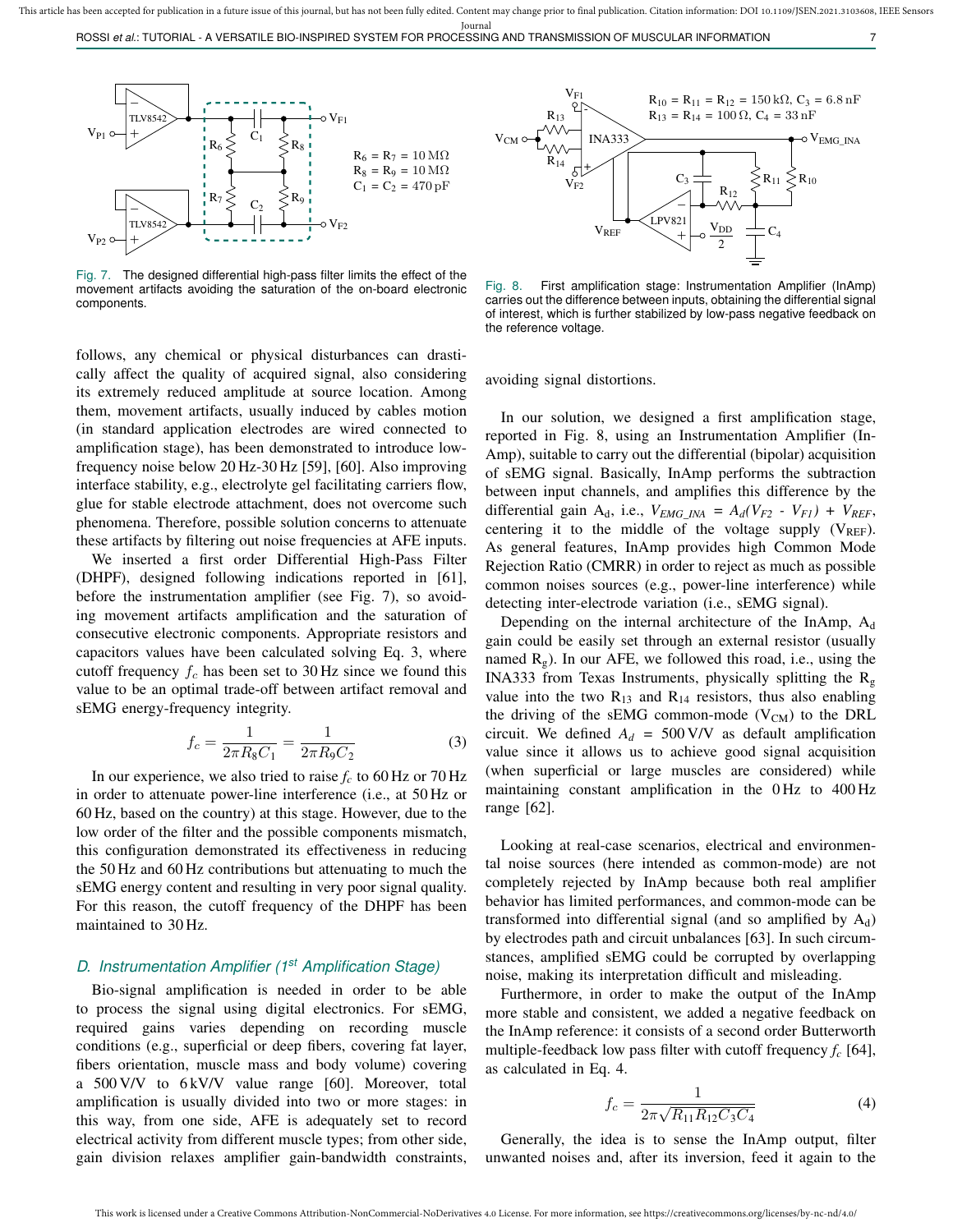Fig. 7. The designed differential high-pass filter limits the effect of the movement artifacts avoiding the saturation of the on-board electronic components.

Fig. 8. First amplification stage: Instrumentation Amplifier (InAmp) carries out the difference between inputs, obtaining the differential signal of interest, which is further stabilized by low-pass negative feedback on the reference voltage.

follows, any chemical or physical disturbances can drastically affect the quality of acquired signal, also considering its extremely reduced amplitude at source location. Among them, movement artifacts, usually induced by cables motion (in standard application electrodes are wired connected to amplification stage), has been demonstrated to introduce low-frequency noise below 20 Hz-30 Hz [59], [60]. Also improving interface stability, e.g., electrolyte gel facilitating carriers flow, glue for stable electrode attachment, does not overcome such phenomena. Therefore, possible solution concerns to attenuate these artifacts by filtering out noise frequencies at AFE inputs.

We inserted a first order Differential High-Pass Filter (DHPF), designed following indications reported in [61], before the instrumentation amplifier (see Fig. 7), so avoiding movement artifacts amplification and the saturation of consecutive electronic components. Appropriate resistors and capacitors values have been calculated solving Eq. 3, where cutoff frequency $f_c$ has been set to 30 Hz since we found this value to be an optimal trade-off between artifact removal and sEMG energy-frequency integrity.

$$f_c = \frac{1}{2\pi R_8 C_1} = \frac{1}{2\pi R_9 C_2} \tag{3}$$

In our experience, we also tried to raise $f_c$ to 60 Hz or 70 Hz in order to attenuate power-line interference (i.e., at 50 Hz or 60 Hz, based on the country) at this stage. However, due to the low order of the filter and the possible components mismatch, this configuration demonstrated its effectiveness in reducing the 50 Hz and 60 Hz contributions but attenuating to much the sEMG energy content and resulting in very poor signal quality. For this reason, the cutoff frequency of the DHPF has been maintained to 30 Hz.

### D. Instrumentation Amplifier (1st Amplification Stage)

Bio-signal amplification is needed in order to be able to process the signal using digital electronics. For sEMG, required gains varies depending on recording muscle conditions (e.g., superficial or deep fibers, covering fat layer, fibers orientation, muscle mass and body volume) covering a 500 V/V to 6 kV/V value range [60]. Moreover, total amplification is usually divided into two or more stages: in this way, from one side, AFE is adequately set to record electrical activity from different muscle types; from other side, gain division relaxes amplifier gain-bandwidth constraints, avoiding signal distortions.

In our solution, we designed a first amplification stage, reported in Fig. 8, using an Instrumentation Amplifier (InAmp), suitable to carry out the differential (bipolar) acquisition of sEMG signal. Basically, InAmp performs the subtraction between input channels, and amplifies this difference by the differential gain $A_d$, i.e., $V_{EMG\_INA} = A_d(V_{F2} - V_{F1}) + V_{REF}$, centering it to the middle of the voltage supply ($V_{REF}$). As general features, InAmp provides high Common Mode Rejection Ratio (CMRR) in order to reject as much as possible common noises sources (e.g., power-line interference) while detecting inter-electrode variation (i.e., sEMG signal).

Depending on the internal architecture of the InAmp, $A_d$ gain could be easily set through an external resistor (usually named $R_g$). In our AFE, we followed this road, i.e., using the INA333 from Texas Instruments, physically splitting the $R_g$ value into the two $R_{13}$ and $R_{14}$ resistors, thus also enabling the driving of the sEMG common-mode ($V_{CM}$) to the DRL circuit. We defined $A_d$ = 500 V/V as default amplification value since it allows us to achieve good signal acquisition (when superficial or large muscles are considered) while maintaining constant amplification in the 0 Hz to 400 Hz range [62].

Looking at real-case scenarios, electrical and environmental noise sources (here intended as common-mode) are not completely rejected by InAmp because both real amplifier behavior has limited performances, and common-mode can be transformed into differential signal (and so amplified by $A_d$) by electrodes path and circuit unbalances [63]. In such circumstances, amplified sEMG could be corrupted by overlapping noise, making its interpretation difficult and misleading.

Furthermore, in order to make the output of the InAmp more stable and consistent, we added a negative feedback on the InAmp reference: it consists of a second order Butterworth multiple-feedback low pass filter with cutoff frequency $f_c$ [64], as calculated in Eq. 4.

$$f_c = \frac{1}{2\pi\sqrt{R_{11}R_{12}C_3C_4}} \tag{4}$$

Generally, the idea is to sense the InAmp output, filter unwanted noises and, after its inversion, feed it again to the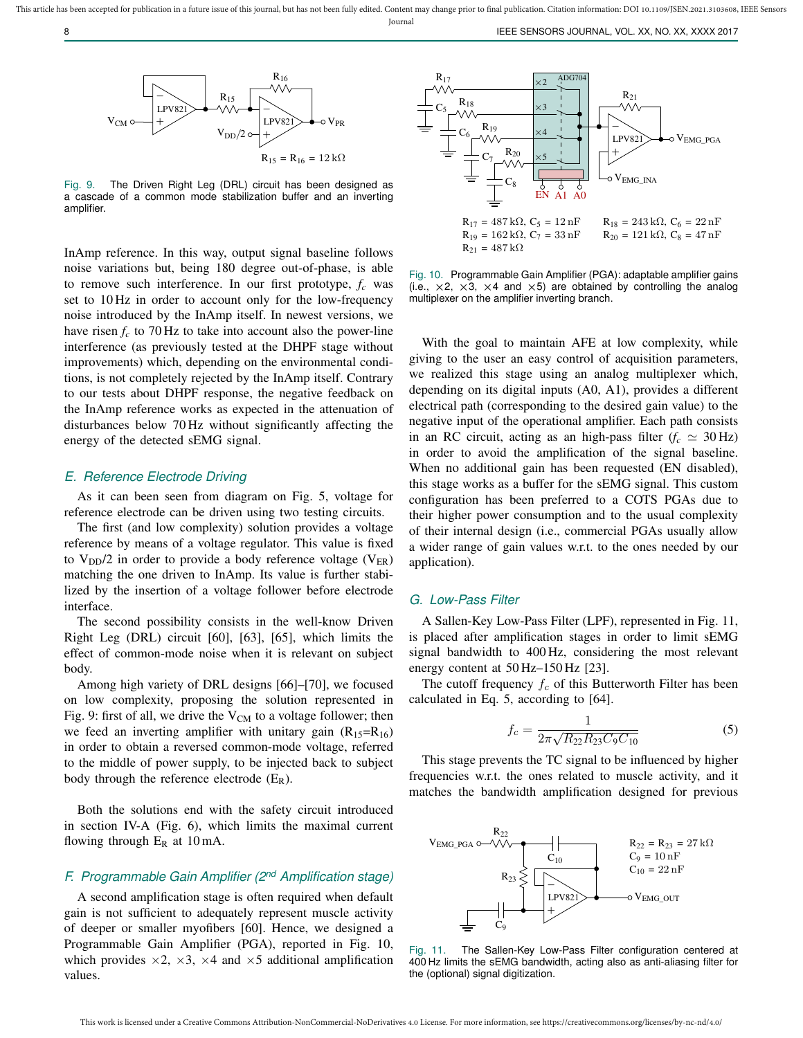Fig. 9. The Driven Right Leg (DRL) circuit has been designed as a cascade of a common mode stabilization buffer and an inverting amplifier.

InAmp reference. In this way, output signal baseline follows noise variations but, being 180 degree out-of-phase, is able to remove such interference. In our first prototype, $f_c$ was set to 10 Hz in order to account only for the low-frequency noise introduced by the InAmp itself. In newest versions, we have risen $f_c$ to 70 Hz to take into account also the power-line interference (as previously tested at the DHPF stage without improvements) which, depending on the environmental conditions, is not completely rejected by the InAmp itself. Contrary to our tests about DHPF response, the negative feedback on the InAmp reference works as expected in the attenuation of disturbances below 70 Hz without significantly affecting the energy of the detected sEMG signal.

### *E. Reference Electrode Driving*

As it can been seen from diagram on Fig. 5, voltage for reference electrode can be driven using two testing circuits.

The first (and low complexity) solution provides a voltage reference by means of a voltage regulator. This value is fixed to $V_{DD}/2$ in order to provide a body reference voltage ($V_{ER}$) matching the one driven to InAmp. Its value is further stabilized by the insertion of a voltage follower before electrode interface.

The second possibility consists in the well-know Driven Right Leg (DRL) circuit [60], [63], [65], which limits the effect of common-mode noise when it is relevant on subject body.

Among high variety of DRL designs [66]–[70], we focused on low complexity, proposing the solution represented in Fig. 9: first of all, we drive the $V_{CM}$ to a voltage follower; then we feed an inverting amplifier with unitary gain ($R_{15}$=$R_{16}$) in order to obtain a reversed common-mode voltage, referred to the middle of power supply, to be injected back to subject body through the reference electrode ($E_R$).

Both the solutions end with the safety circuit introduced in section IV-A (Fig. 6), which limits the maximal current flowing through $E_R$ at 10 mA.

### *F. Programmable Gain Amplifier (2nd Amplification stage)*

A second amplification stage is often required when default gain is not sufficient to adequately represent muscle activity of deeper or smaller myofibers [60]. Hence, we designed a Programmable Gain Amplifier (PGA), reported in Fig. 10, which provides ×2, ×3, ×4 and ×5 additional amplification values.

Fig. 10. Programmable Gain Amplifier (PGA): adaptable amplifier gains (i.e., ×2, ×3, ×4 and ×5) are obtained by controlling the analog multiplexer on the amplifier inverting branch.

With the goal to maintain AFE at low complexity, while giving to the user an easy control of acquisition parameters, we realized this stage using an analog multiplexer which, depending on its digital inputs (A0, A1), provides a different electrical path (corresponding to the desired gain value) to the negative input of the operational amplifier. Each path consists in an RC circuit, acting as an high-pass filter ($f_c \simeq 30$ Hz) in order to avoid the amplification of the signal baseline. When no additional gain has been requested (EN disabled), this stage works as a buffer for the sEMG signal. This custom configuration has been preferred to a COTS PGAs due to their higher power consumption and to the usual complexity of their internal design (i.e., commercial PGAs usually allow a wider range of gain values w.r.t. to the ones needed by our application).

### *G. Low-Pass Filter*

A Sallen-Key Low-Pass Filter (LPF), represented in Fig. 11, is placed after amplification stages in order to limit sEMG signal bandwidth to 400 Hz, considering the most relevant energy content at 50 Hz–150 Hz [23].

The cutoff frequency $f_c$ of this Butterworth Filter has been calculated in Eq. 5, according to [64].

$$f_c = \frac{1}{2\pi\sqrt{R_{22}R_{23}C_9C_{10}}} \tag{5}$$

This stage prevents the TC signal to be influenced by higher frequencies w.r.t. the ones related to muscle activity, and it matches the bandwidth amplification designed for previous

Fig. 11. The Sallen-Key Low-Pass Filter configuration centered at 400 Hz limits the sEMG bandwidth, acting also as anti-aliasing filter for the (optional) signal digitization.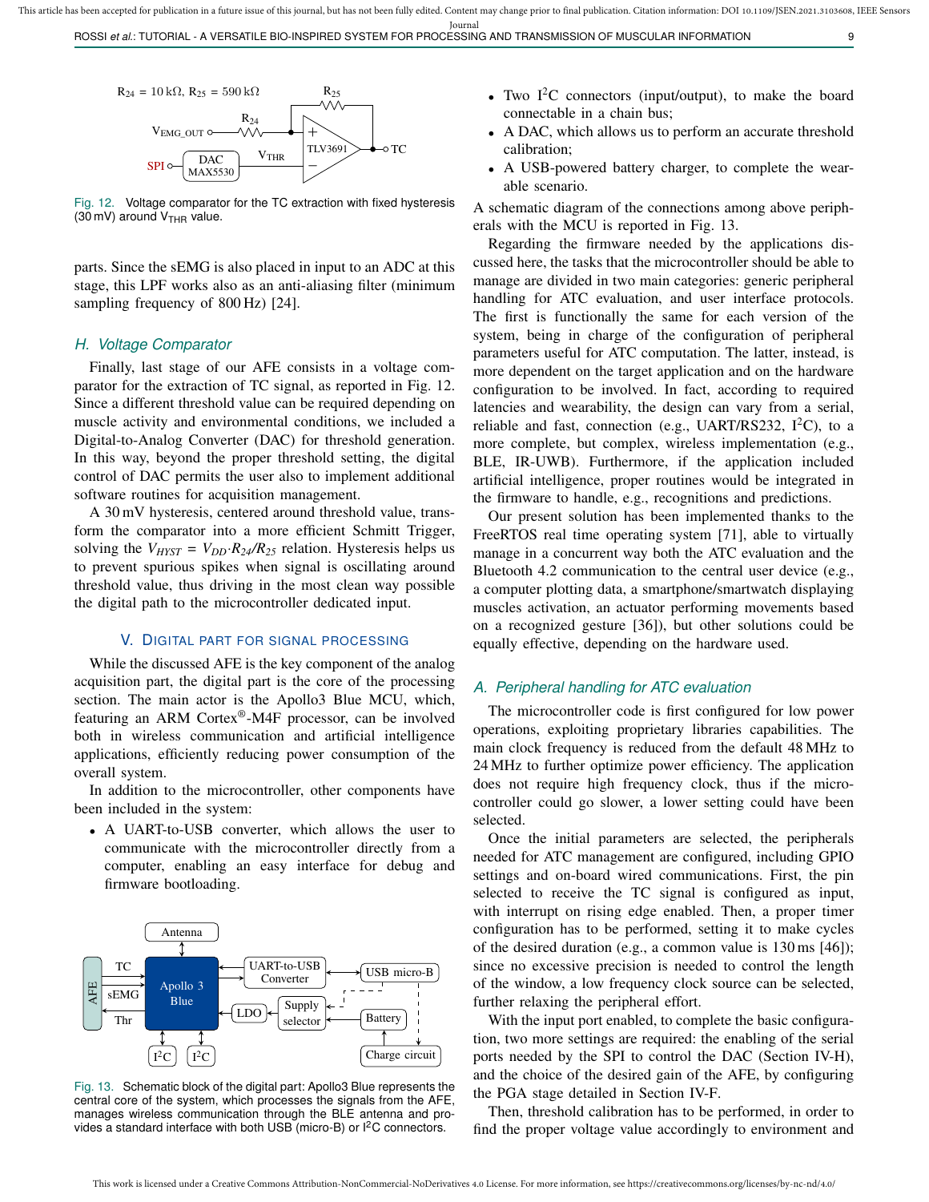Fig. 12. Voltage comparator for the TC extraction with fixed hysteresis (30 mV) around $V_{THR}$ value.

parts. Since the sEMG is also placed in input to an ADC at this stage, this LPF works also as an anti-aliasing filter (minimum sampling frequency of 800 Hz) [24].

### H. Voltage Comparator

Finally, last stage of our AFE consists in a voltage comparator for the extraction of TC signal, as reported in Fig. 12. Since a different threshold value can be required depending on muscle activity and environmental conditions, we included a Digital-to-Analog Converter (DAC) for threshold generation. In this way, beyond the proper threshold setting, the digital control of DAC permits the user also to implement additional software routines for acquisition management.

A 30 mV hysteresis, centered around threshold value, transform the comparator into a more efficient Schmitt Trigger, solving the $V_{HYST} = V_{DD} \cdot R_{24}/R_{25}$ relation. Hysteresis helps us to prevent spurious spikes when signal is oscillating around threshold value, thus driving in the most clean way possible the digital path to the microcontroller dedicated input.

## V. Digital Part for Signal Processing

While the discussed AFE is the key component of the analog acquisition part, the digital part is the core of the processing section. The main actor is the Apollo3 Blue MCU, which, featuring an ARM Cortex®-M4F processor, can be involved both in wireless communication and artificial intelligence applications, efficiently reducing power consumption of the overall system.

In addition to the microcontroller, other components have been included in the system:

- A UART-to-USB converter, which allows the user to communicate with the microcontroller directly from a computer, enabling an easy interface for debug and firmware bootloading.
- Two I²C connectors (input/output), to make the board connectable in a chain bus;
- A DAC, which allows us to perform an accurate threshold calibration;
- A USB-powered battery charger, to complete the wearable scenario.

Fig. 13. Schematic block of the digital part: Apollo3 Blue represents the central core of the system, which processes the signals from the AFE, manages wireless communication through the BLE antenna and provides a standard interface with both USB (micro-B) or I²C connectors.

A schematic diagram of the connections among above peripherals with the MCU is reported in Fig. 13.

Regarding the firmware needed by the applications discussed here, the tasks that the microcontroller should be able to manage are divided in two main categories: generic peripheral handling for ATC evaluation, and user interface protocols. The first is functionally the same for each version of the system, being in charge of the configuration of peripheral parameters useful for ATC computation. The latter, instead, is more dependent on the target application and on the hardware configuration to be involved. In fact, according to required latencies and wearability, the design can vary from a serial, reliable and fast, connection (e.g., UART/RS232, I²C), to a more complete, but complex, wireless implementation (e.g., BLE, IR-UWB). Furthermore, if the application included artificial intelligence, proper routines would be integrated in the firmware to handle, e.g., recognitions and predictions.

Our present solution has been implemented thanks to the FreeRTOS real time operating system [71], able to virtually manage in a concurrent way both the ATC evaluation and the Bluetooth 4.2 communication to the central user device (e.g., a computer plotting data, a smartphone/smartwatch displaying muscles activation, an actuator performing movements based on a recognized gesture [36]), but other solutions could be equally effective, depending on the hardware used.

### A. Peripheral handling for ATC evaluation

The microcontroller code is first configured for low power operations, exploiting proprietary libraries capabilities. The main clock frequency is reduced from the default 48 MHz to 24 MHz to further optimize power efficiency. The application does not require high frequency clock, thus if the microcontroller could go slower, a lower setting could have been selected.

Once the initial parameters are selected, the peripherals needed for ATC management are configured, including GPIO settings and on-board wired communications. First, the pin selected to receive the TC signal is configured as input, with interrupt on rising edge enabled. Then, a proper timer configuration has to be performed, setting it to make cycles of the desired duration (e.g., a common value is 130 ms [46]); since no excessive precision is needed to control the length of the window, a low frequency clock source can be selected, further relaxing the peripheral effort.

With the input port enabled, to complete the basic configuration, two more settings are required: the enabling of the serial ports needed by the SPI to control the DAC (Section IV-H), and the choice of the desired gain of the AFE, by configuring the PGA stage detailed in Section IV-F.

Then, threshold calibration has to be performed, in order to find the proper voltage value accordingly to environment and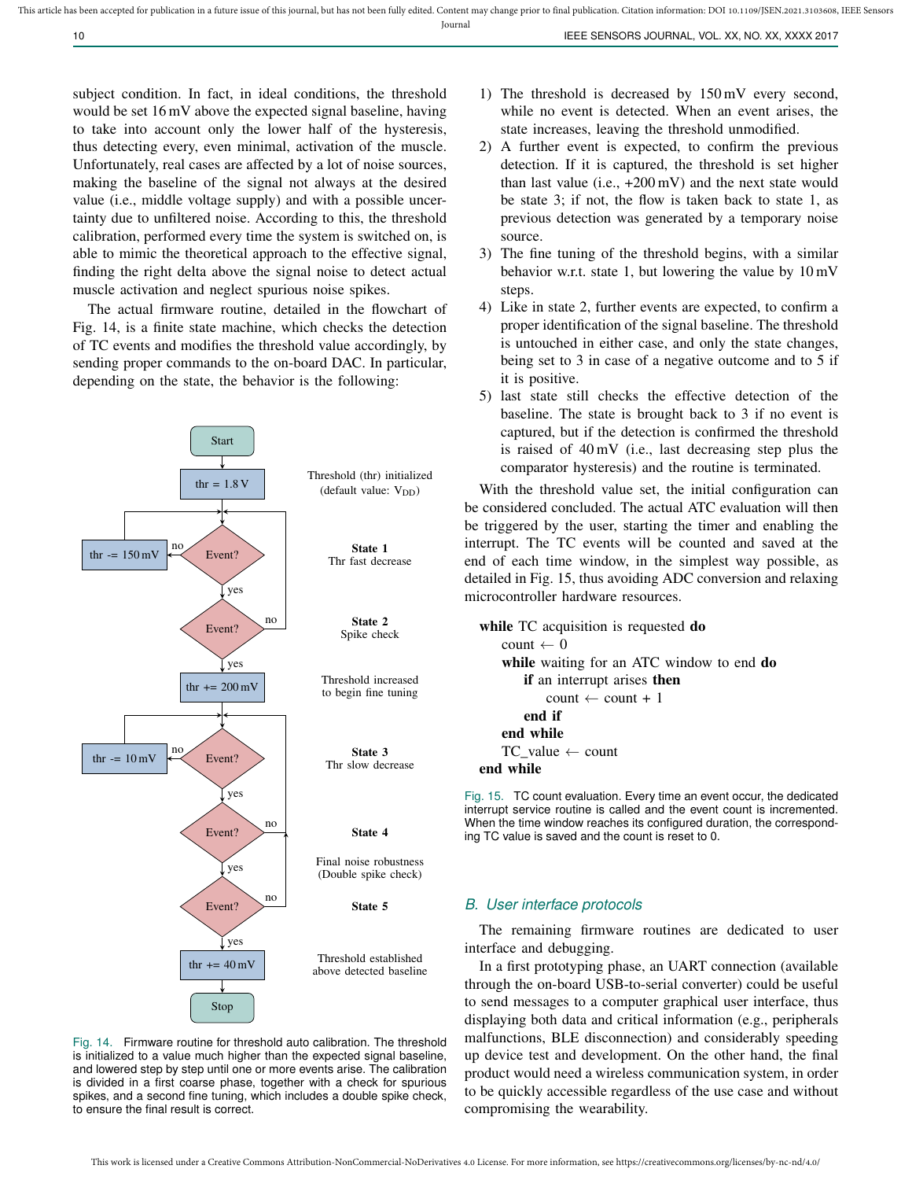subject condition. In fact, in ideal conditions, the threshold would be set 16 mV above the expected signal baseline, having to take into account only the lower half of the hysteresis, thus detecting every, even minimal, activation of the muscle. Unfortunately, real cases are affected by a lot of noise sources, making the baseline of the signal not always at the desired value (i.e., middle voltage supply) and with a possible uncertainty due to unfiltered noise. According to this, the threshold calibration, performed every time the system is switched on, is able to mimic the theoretical approach to the effective signal, finding the right delta above the signal noise to detect actual muscle activation and neglect spurious noise spikes.

The actual firmware routine, detailed in the flowchart of Fig. 14, is a finite state machine, which checks the detection of TC events and modifies the threshold value accordingly, by sending proper commands to the on-board DAC. In particular, depending on the state, the behavior is the following:

Start

thr = 1.8 V — Threshold (thr) initialized (default value: $V_{DD}$)

**State 1** Thr fast decrease — Event? no: thr -= 150 mV; yes: continue

**State 2** Spike check — Event? no: back to State 1; yes: continue

thr += 200 mV — Threshold increased to begin fine tuning

**State 3** Thr slow decrease — Event? no: thr -= 10 mV; yes: continue

**State 4** — Event? no: back to State 3; yes: continue

Final noise robustness (Double spike check)

**State 5** — Event? no: back to State 3; yes: continue

thr += 40 mV — Threshold established above detected baseline

Stop

Fig. 14. Firmware routine for threshold auto calibration. The threshold is initialized to a value much higher than the expected signal baseline, and lowered step by step until one or more events arise. The calibration is divided in a first coarse phase, together with a check for spurious spikes, and a second fine tuning, which includes a double spike check, to ensure the final result is correct.

1) The threshold is decreased by 150 mV every second, while no event is detected. When an event arises, the state increases, leaving the threshold unmodified.
2) A further event is expected, to confirm the previous detection. If it is captured, the threshold is set higher than last value (i.e., +200 mV) and the next state would be state 3; if not, the flow is taken back to state 1, as previous detection was generated by a temporary noise source.
3) The fine tuning of the threshold begins, with a similar behavior w.r.t. state 1, but lowering the value by 10 mV steps.
4) Like in state 2, further events are expected, to confirm a proper identification of the signal baseline. The threshold is untouched in either case, and only the state changes, being set to 3 in case of a negative outcome and to 5 if it is positive.
5) last state still checks the effective detection of the baseline. The state is brought back to 3 if no event is captured, but if the detection is confirmed the threshold is raised of 40 mV (i.e., last decreasing step plus the comparator hysteresis) and the routine is terminated.

With the threshold value set, the initial configuration can be considered concluded. The actual ATC evaluation will then be triggered by the user, starting the timer and enabling the interrupt. The TC events will be counted and saved at the end of each time window, in the simplest way possible, as detailed in Fig. 15, thus avoiding ADC conversion and relaxing microcontroller hardware resources.

```
while TC acquisition is requested do
    count ← 0
    while waiting for an ATC window to end do
        if an interrupt arises then
            count ← count + 1
        end if
    end while
    TC_value ← count
end while
```

Fig. 15. TC count evaluation. Every time an event occur, the dedicated interrupt service routine is called and the event count is incremented. When the time window reaches its configured duration, the corresponding TC value is saved and the count is reset to 0.

## *B. User interface protocols*

The remaining firmware routines are dedicated to user interface and debugging.

In a first prototyping phase, an UART connection (available through the on-board USB-to-serial converter) could be useful to send messages to a computer graphical user interface, thus displaying both data and critical information (e.g., peripherals malfunctions, BLE disconnection) and considerably speeding up device test and development. On the other hand, the final product would need a wireless communication system, in order to be quickly accessible regardless of the use case and without compromising the wearability.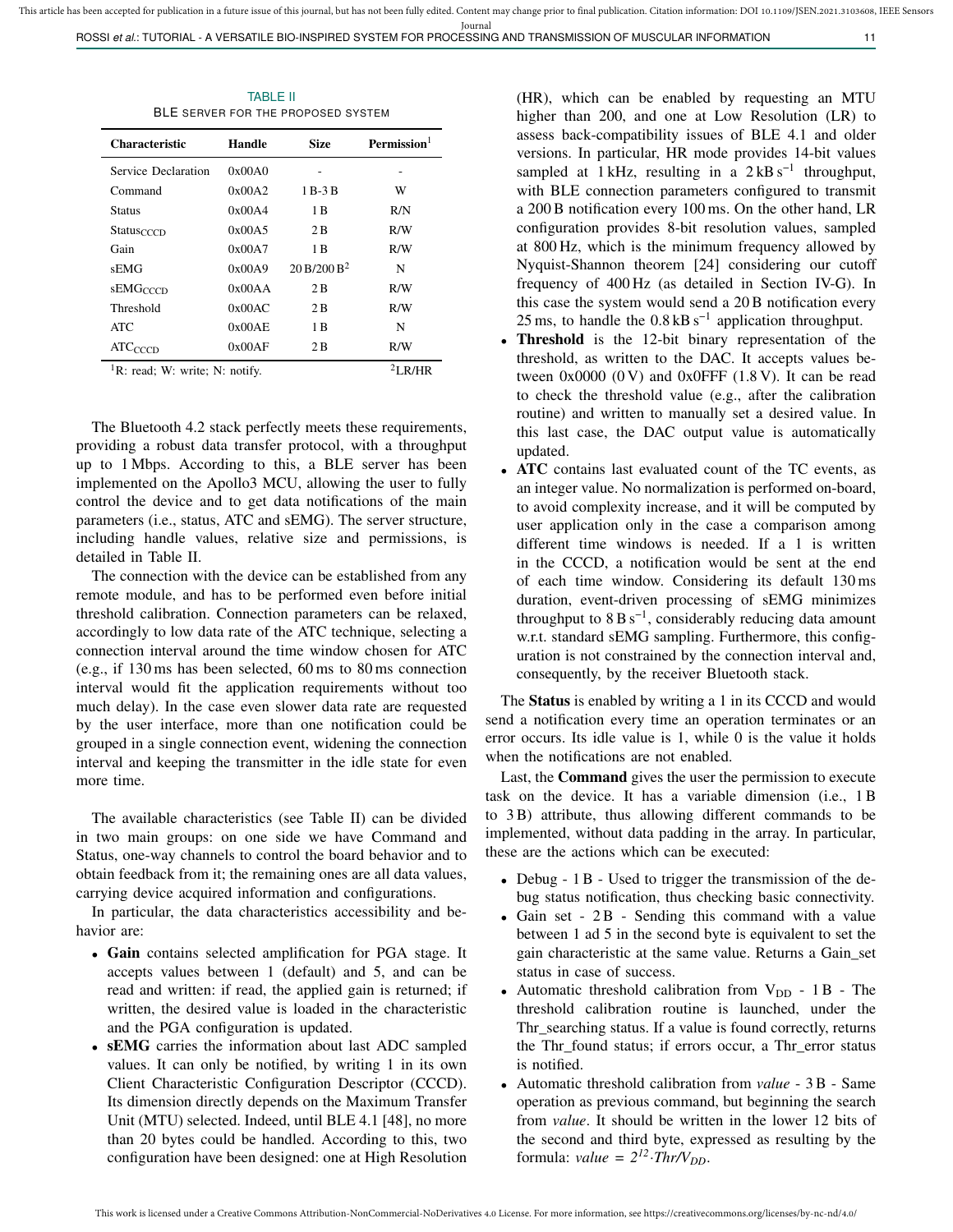TABLE II
BLE SERVER FOR THE PROPOSED SYSTEM

| Characteristic | Handle | Size | Permission[1] |
|---|---|---|---|
| Service Declaration | 0x00A0 | - | - |
| Command | 0x00A2 | 1 B-3 B | W |
| Status | 0x00A4 | 1 B | R/N |
| $Status_{CCCD}$ | 0x00A5 | 2 B | R/W |
| Gain | 0x00A7 | 1 B | R/W |
| sEMG | 0x00A9 | 20 B/200 B[2] | N |
| $sEMG_{CCCD}$ | 0x00AA | 2 B | R/W |
| Threshold | 0x00AC | 2 B | R/W |
| ATC | 0x00AE | 1 B | N |
| $ATC_{CCCD}$ | 0x00AF | 2 B | R/W |

[1]R: read; W: write; N: notify. [2]LR/HR

The Bluetooth 4.2 stack perfectly meets these requirements, providing a robust data transfer protocol, with a throughput up to 1 Mbps. According to this, a BLE server has been implemented on the Apollo3 MCU, allowing the user to fully control the device and to get data notifications of the main parameters (i.e., status, ATC and sEMG). The server structure, including handle values, relative size and permissions, is detailed in Table II.

The connection with the device can be established from any remote module, and has to be performed even before initial threshold calibration. Connection parameters can be relaxed, accordingly to low data rate of the ATC technique, selecting a connection interval around the time window chosen for ATC (e.g., if 130 ms has been selected, 60 ms to 80 ms connection interval would fit the application requirements without too much delay). In the case even slower data rate are requested by the user interface, more than one notification could be grouped in a single connection event, widening the connection interval and keeping the transmitter in the idle state for even more time.

The available characteristics (see Table II) can be divided in two main groups: on one side we have Command and Status, one-way channels to control the board behavior and to obtain feedback from it; the remaining ones are all data values, carrying device acquired information and configurations.

In particular, the data characteristics accessibility and behavior are:

- **Gain** contains selected amplification for PGA stage. It accepts values between 1 (default) and 5, and can be read and written: if read, the applied gain is returned; if written, the desired value is loaded in the characteristic and the PGA configuration is updated.
- **sEMG** carries the information about last ADC sampled values. It can only be notified, by writing 1 in its own Client Characteristic Configuration Descriptor (CCCD). Its dimension directly depends on the Maximum Transfer Unit (MTU) selected. Indeed, until BLE 4.1 [48], no more than 20 bytes could be handled. According to this, two configuration have been designed: one at High Resolution (HR), which can be enabled by requesting an MTU higher than 200, and one at Low Resolution (LR) to assess back-compatibility issues of BLE 4.1 and older versions. In particular, HR mode provides 14-bit values sampled at 1 kHz, resulting in a $2\,\mathrm{kB\,s^{-1}}$ throughput, with BLE connection parameters configured to transmit a 200 B notification every 100 ms. On the other hand, LR configuration provides 8-bit resolution values, sampled at 800 Hz, which is the minimum frequency allowed by Nyquist-Shannon theorem [24] considering our cutoff frequency of 400 Hz (as detailed in Section IV-G). In this case the system would send a 20 B notification every 25 ms, to handle the $0.8\,\mathrm{kB\,s^{-1}}$ application throughput.
- **Threshold** is the 12-bit binary representation of the threshold, as written to the DAC. It accepts values between 0x0000 (0 V) and 0x0FFF (1.8 V). It can be read to check the threshold value (e.g., after the calibration routine) and written to manually set a desired value. In this last case, the DAC output value is automatically updated.
- **ATC** contains last evaluated count of the TC events, as an integer value. No normalization is performed on-board, to avoid complexity increase, and it will be computed by user application only in the case a comparison among different time windows is needed. If a 1 is written in the CCCD, a notification would be sent at the end of each time window. Considering its default 130 ms duration, event-driven processing of sEMG minimizes throughput to $8\,\mathrm{B\,s^{-1}}$, considerably reducing data amount w.r.t. standard sEMG sampling. Furthermore, this configuration is not constrained by the connection interval and, consequently, by the receiver Bluetooth stack.

The **Status** is enabled by writing a 1 in its CCCD and would send a notification every time an operation terminates or an error occurs. Its idle value is 1, while 0 is the value it holds when the notifications are not enabled.

Last, the **Command** gives the user the permission to execute task on the device. It has a variable dimension (i.e., 1 B to 3 B) attribute, thus allowing different commands to be implemented, without data padding in the array. In particular, these are the actions which can be executed:

- Debug - 1 B - Used to trigger the transmission of the debug status notification, thus checking basic connectivity.
- Gain set - 2 B - Sending this command with a value between 1 ad 5 in the second byte is equivalent to set the gain characteristic at the same value. Returns a Gain_set status in case of success.
- Automatic threshold calibration from $V_{DD}$ - 1 B - The threshold calibration routine is launched, under the Thr_searching status. If a value is found correctly, returns the Thr_found status; if errors occur, a Thr_error status is notified.
- Automatic threshold calibration from *value* - 3 B - Same operation as previous command, but beginning the search from *value*. It should be written in the lower 12 bits of the second and third byte, expressed as resulting by the formula: $value = 2^{12} \cdot Thr/V_{DD}$.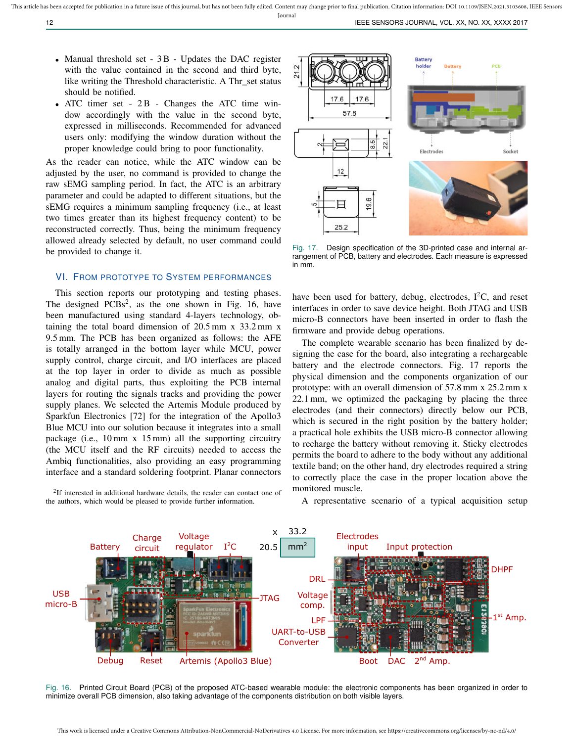- Manual threshold set - 3 B - Updates the DAC register with the value contained in the second and third byte, like writing the Threshold characteristic. A Thr_set status should be notified.
- ATC timer set - 2 B - Changes the ATC time window accordingly with the value in the second byte, expressed in milliseconds. Recommended for advanced users only: modifying the window duration without the proper knowledge could bring to poor functionality.

As the reader can notice, while the ATC window can be adjusted by the user, no command is provided to change the raw sEMG sampling period. In fact, the ATC is an arbitrary parameter and could be adapted to different situations, but the sEMG requires a minimum sampling frequency (i.e., at least two times greater than its highest frequency content) to be reconstructed correctly. Thus, being the minimum frequency allowed already selected by default, no user command could be provided to change it.

## VI. From Prototype to System Performances

This section reports our prototyping and testing phases. The designed PCBs[2], as the one shown in Fig. 16, have been manufactured using standard 4-layers technology, obtaining the total board dimension of 20.5 mm x 33.2 mm x 9.5 mm. The PCB has been organized as follows: the AFE is totally arranged in the bottom layer while MCU, power supply control, charge circuit, and I/O interfaces are placed at the top layer in order to divide as much as possible analog and digital parts, thus exploiting the PCB internal layers for routing the signals tracks and providing the power supply planes. We selected the Artemis Module produced by Sparkfun Electronics [72] for the integration of the Apollo3 Blue MCU into our solution because it integrates into a small package (i.e., 10 mm x 15 mm) all the supporting circuitry (the MCU itself and the RF circuits) needed to access the Ambiq functionalities, also providing an easy programming interface and a standard soldering footprint. Planar connectors have been used for battery, debug, electrodes, $I^2C$, and reset interfaces in order to save device height. Both JTAG and USB micro-B connectors have been inserted in order to flash the firmware and provide debug operations.

[2]If interested in additional hardware details, the reader can contact one of the authors, which would be pleased to provide further information.

Fig. 17. Design specification of the 3D-printed case and internal arrangement of PCB, battery and electrodes. Each measure is expressed in mm.

The complete wearable scenario has been finalized by designing the case for the board, also integrating a rechargeable battery and the electrode connectors. Fig. 17 reports the physical dimension and the components organization of our prototype: with an overall dimension of 57.8 mm x 25.2 mm x 22.1 mm, we optimized the packaging by placing the three electrodes (and their connectors) directly below our PCB, which is secured in the right position by the battery holder; a practical hole exhibits the USB micro-B connector allowing to recharge the battery without removing it. Sticky electrodes permits the board to adhere to the body without any additional textile band; on the other hand, dry electrodes required a string to correctly place the case in the proper location above the monitored muscle.

A representative scenario of a typical acquisition setup

Fig. 16. Printed Circuit Board (PCB) of the proposed ATC-based wearable module: the electronic components has been organized in order to minimize overall PCB dimension, also taking advantage of the components distribution on both visible layers.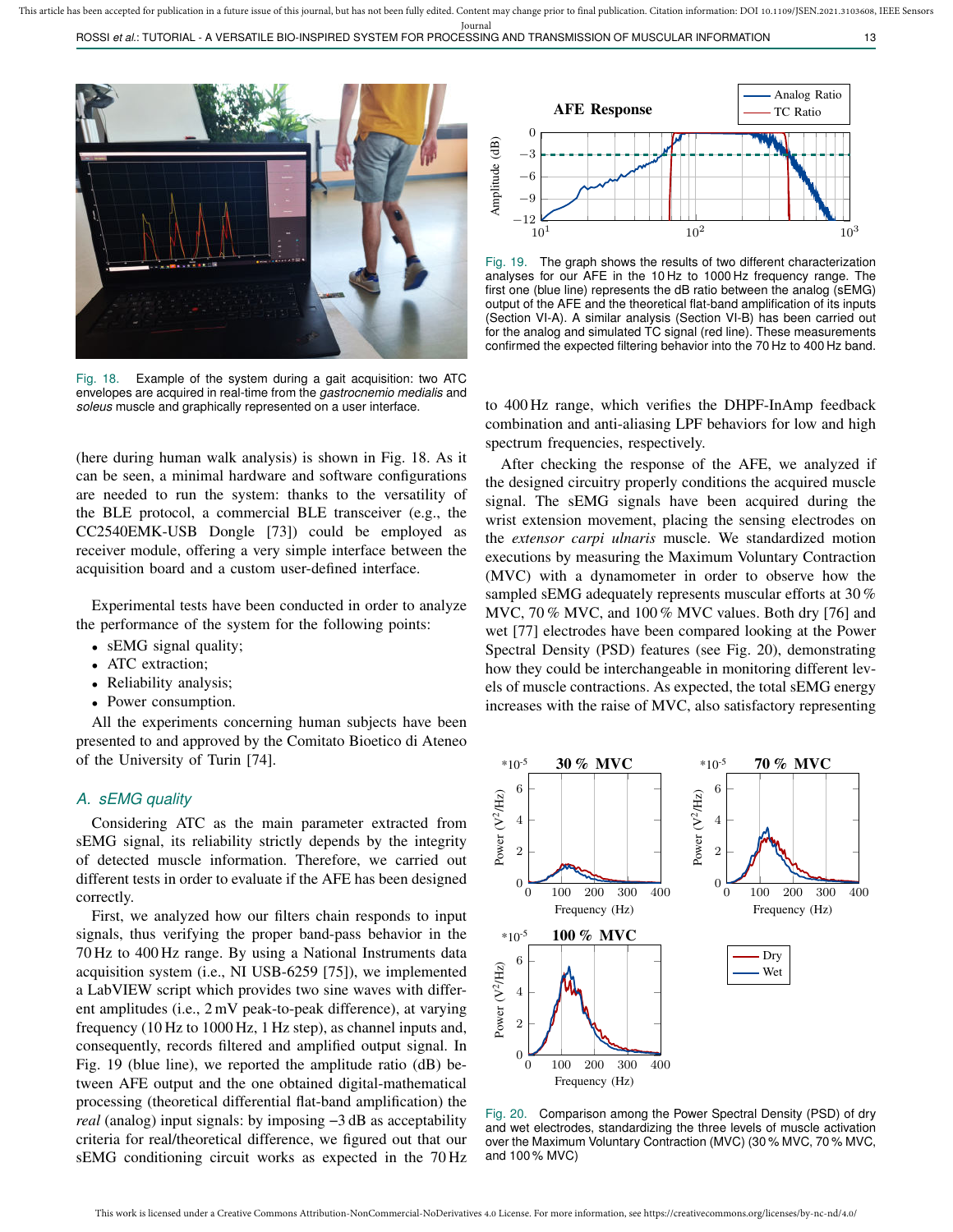Fig. 18. Example of the system during a gait acquisition: two ATC envelopes are acquired in real-time from the *gastrocnemio medialis* and *soleus* muscle and graphically represented on a user interface.

(here during human walk analysis) is shown in Fig. 18. As it can be seen, a minimal hardware and software configurations are needed to run the system: thanks to the versatility of the BLE protocol, a commercial BLE transceiver (e.g., the CC2540EMK-USB Dongle [73]) could be employed as receiver module, offering a very simple interface between the acquisition board and a custom user-defined interface.

Experimental tests have been conducted in order to analyze the performance of the system for the following points:

- sEMG signal quality;
- ATC extraction;
- Reliability analysis;
- Power consumption.

All the experiments concerning human subjects have been presented to and approved by the Comitato Bioetico di Ateneo of the University of Turin [74].

### A. sEMG quality

Considering ATC as the main parameter extracted from sEMG signal, its reliability strictly depends by the integrity of detected muscle information. Therefore, we carried out different tests in order to evaluate if the AFE has been designed correctly.

First, we analyzed how our filters chain responds to input signals, thus verifying the proper band-pass behavior in the 70 Hz to 400 Hz range. By using a National Instruments data acquisition system (i.e., NI USB-6259 [75]), we implemented a LabVIEW script which provides two sine waves with different amplitudes (i.e., 2 mV peak-to-peak difference), at varying frequency (10 Hz to 1000 Hz, 1 Hz step), as channel inputs and, consequently, records filtered and amplified output signal. In Fig. 19 (blue line), we reported the amplitude ratio (dB) between AFE output and the one obtained digital-mathematical processing (theoretical differential flat-band amplification) the *real* (analog) input signals: by imposing −3 dB as acceptability criteria for real/theoretical difference, we figured out that our sEMG conditioning circuit works as expected in the 70 Hz to 400 Hz range, which verifies the DHPF-InAmp feedback combination and anti-aliasing LPF behaviors for low and high spectrum frequencies, respectively.

Fig. 19. The graph shows the results of two different characterization analyses for our AFE in the 10 Hz to 1000 Hz frequency range. The first one (blue line) represents the dB ratio between the analog (sEMG) output of the AFE and the theoretical flat-band amplification of its inputs (Section VI-A). A similar analysis (Section VI-B) has been carried out for the analog and simulated TC signal (red line). These measurements confirmed the expected filtering behavior into the 70 Hz to 400 Hz band.

After checking the response of the AFE, we analyzed if the designed circuitry properly conditions the acquired muscle signal. The sEMG signals have been acquired during the wrist extension movement, placing the sensing electrodes on the *extensor carpi ulnaris* muscle. We standardized motion executions by measuring the Maximum Voluntary Contraction (MVC) with a dynamometer in order to observe how the sampled sEMG adequately represents muscular efforts at 30 % MVC, 70 % MVC, and 100 % MVC values. Both dry [76] and wet [77] electrodes have been compared looking at the Power Spectral Density (PSD) features (see Fig. 20), demonstrating how they could be interchangeable in monitoring different levels of muscle contractions. As expected, the total sEMG energy increases with the raise of MVC, also satisfactory representing

Fig. 20. Comparison among the Power Spectral Density (PSD) of dry and wet electrodes, standardizing the three levels of muscle activation over the Maximum Voluntary Contraction (MVC) (30 % MVC, 70 % MVC, and 100 % MVC)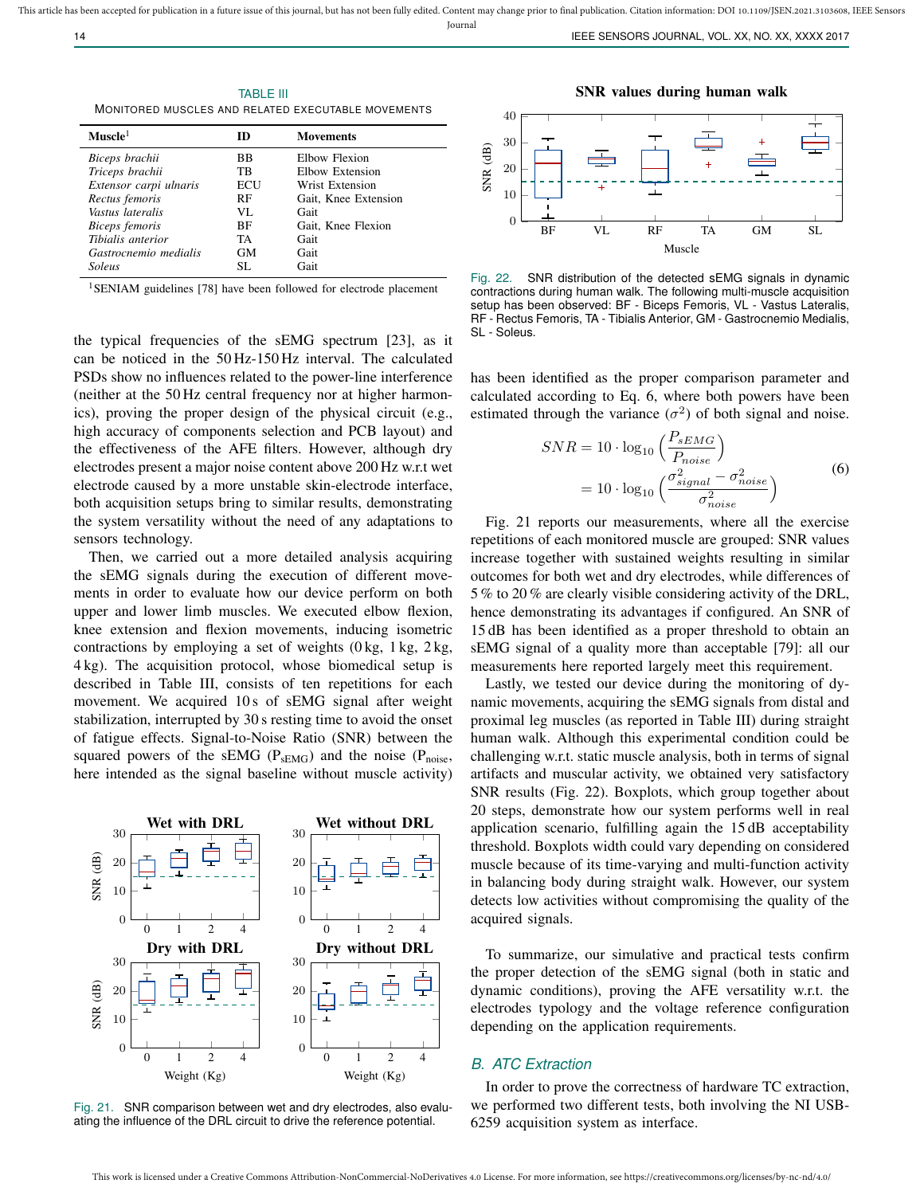TABLE III

MONITORED MUSCLES AND RELATED EXECUTABLE MOVEMENTS

| Muscle[1] | ID | Movements |
|---|---|---|
| *Biceps brachii* | BB | Elbow Flexion |
| *Triceps brachii* | TB | Elbow Extension |
| *Extensor carpi ulnaris* | ECU | Wrist Extension |
| *Rectus femoris* | RF | Gait, Knee Extension |
| *Vastus lateralis* | VL | Gait |
| *Biceps femoris* | BF | Gait, Knee Flexion |
| *Tibialis anterior* | TA | Gait |
| *Gastrocnemio medialis* | GM | Gait |
| *Soleus* | SL | Gait |

[1]SENIAM guidelines [78] have been followed for electrode placement

the typical frequencies of the sEMG spectrum [23], as it can be noticed in the 50 Hz-150 Hz interval. The calculated PSDs show no influences related to the power-line interference (neither at the 50 Hz central frequency nor at higher harmonics), proving the proper design of the physical circuit (e.g., high accuracy of components selection and PCB layout) and the effectiveness of the AFE filters. However, although dry electrodes present a major noise content above 200 Hz w.r.t wet electrode caused by a more unstable skin-electrode interface, both acquisition setups bring to similar results, demonstrating the system versatility without the need of any adaptations to sensors technology.

Then, we carried out a more detailed analysis acquiring the sEMG signals during the execution of different movements in order to evaluate how our device perform on both upper and lower limb muscles. We executed elbow flexion, knee extension and flexion movements, inducing isometric contractions by employing a set of weights (0 kg, 1 kg, 2 kg, 4 kg). The acquisition protocol, whose biomedical setup is described in Table III, consists of ten repetitions for each movement. We acquired 10 s of sEMG signal after weight stabilization, interrupted by 30 s resting time to avoid the onset of fatigue effects. Signal-to-Noise Ratio (SNR) between the squared powers of the sEMG ($P_{sEMG}$) and the noise ($P_{noise}$, here intended as the signal baseline without muscle activity) has been identified as the proper comparison parameter and calculated according to Eq. 6, where both powers have been estimated through the variance ($\sigma^2$) of both signal and noise.

$$SNR = 10 \cdot \log_{10}\left(\frac{P_{sEMG}}{P_{noise}}\right) = 10 \cdot \log_{10}\left(\frac{\sigma^2_{signal} - \sigma^2_{noise}}{\sigma^2_{noise}}\right) \tag{6}$$

Fig. 21. SNR comparison between wet and dry electrodes, also evaluating the influence of the DRL circuit to drive the reference potential.

Fig. 21 reports our measurements, where all the exercise repetitions of each monitored muscle are grouped: SNR values increase together with sustained weights resulting in similar outcomes for both wet and dry electrodes, while differences of 5 % to 20 % are clearly visible considering activity of the DRL, hence demonstrating its advantages if configured. An SNR of 15 dB has been identified as a proper threshold to obtain an sEMG signal of a quality more than acceptable [79]: all our measurements here reported largely meet this requirement.

Lastly, we tested our device during the monitoring of dynamic movements, acquiring the sEMG signals from distal and proximal leg muscles (as reported in Table III) during straight human walk. Although this experimental condition could be challenging w.r.t. static muscle analysis, both in terms of signal artifacts and muscular activity, we obtained very satisfactory SNR results (Fig. 22). Boxplots, which group together about 20 steps, demonstrate how our system performs well in real application scenario, fulfilling again the 15 dB acceptability threshold. Boxplots width could vary depending on considered muscle because of its time-varying and multi-function activity in balancing body during straight walk. However, our system detects low activities without compromising the quality of the acquired signals.

Fig. 22. SNR distribution of the detected sEMG signals in dynamic contractions during human walk. The following multi-muscle acquisition setup has been observed: BF - Biceps Femoris, VL - Vastus Lateralis, RF - Rectus Femoris, TA - Tibialis Anterior, GM - Gastrocnemio Medialis, SL - Soleus.

To summarize, our simulative and practical tests confirm the proper detection of the sEMG signal (both in static and dynamic conditions), proving the AFE versatility w.r.t. the electrodes typology and the voltage reference configuration depending on the application requirements.

## B. ATC Extraction

In order to prove the correctness of hardware TC extraction, we performed two different tests, both involving the NI USB-6259 acquisition system as interface.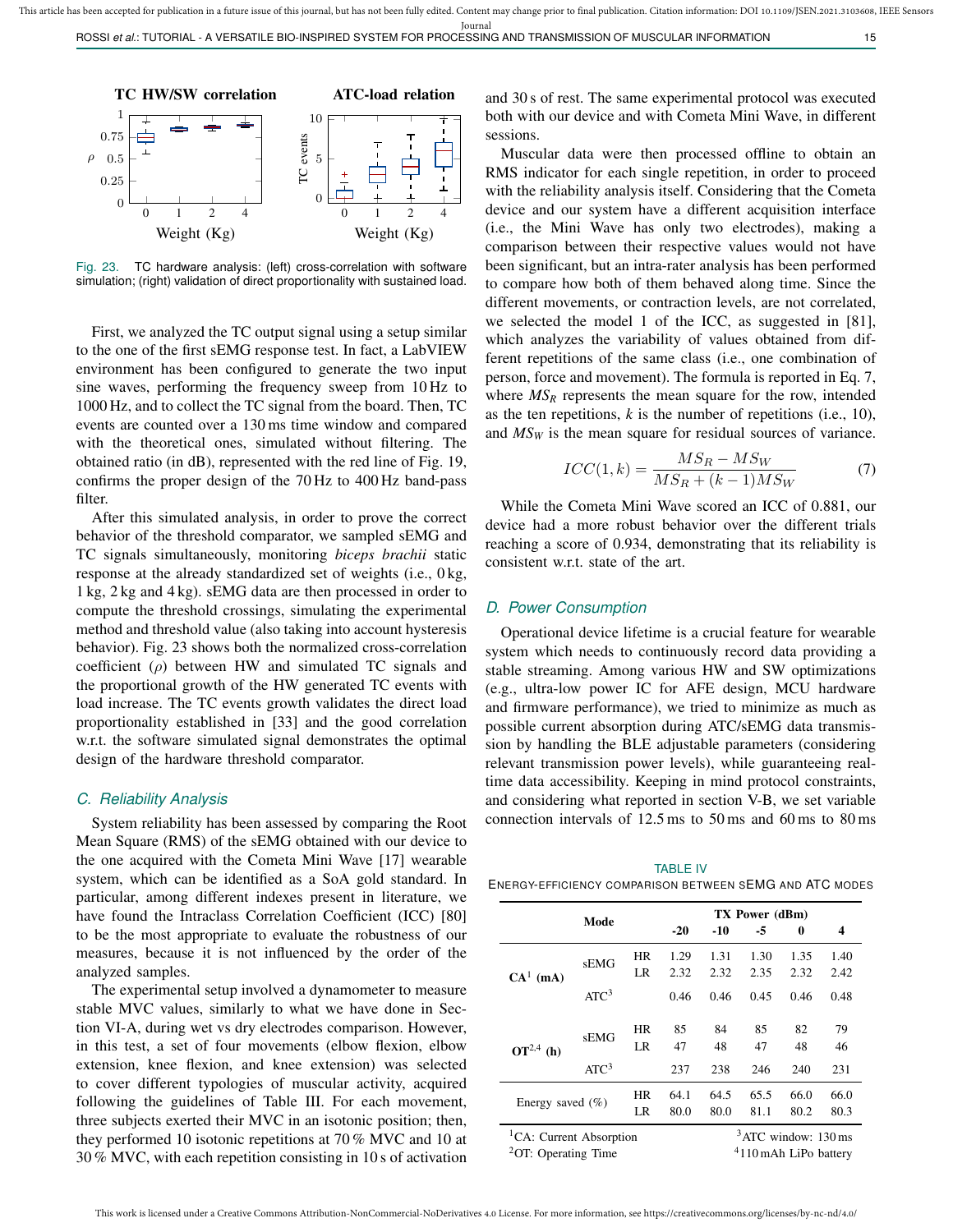Fig. 23. TC hardware analysis: (left) cross-correlation with software simulation; (right) validation of direct proportionality with sustained load.

First, we analyzed the TC output signal using a setup similar to the one of the first sEMG response test. In fact, a LabVIEW environment has been configured to generate the two input sine waves, performing the frequency sweep from 10 Hz to 1000 Hz, and to collect the TC signal from the board. Then, TC events are counted over a 130 ms time window and compared with the theoretical ones, simulated without filtering. The obtained ratio (in dB), represented with the red line of Fig. 19, confirms the proper design of the 70 Hz to 400 Hz band-pass filter.

After this simulated analysis, in order to prove the correct behavior of the threshold comparator, we sampled sEMG and TC signals simultaneously, monitoring *biceps brachii* static response at the already standardized set of weights (i.e., 0 kg, 1 kg, 2 kg and 4 kg). sEMG data are then processed in order to compute the threshold crossings, simulating the experimental method and threshold value (also taking into account hysteresis behavior). Fig. 23 shows both the normalized cross-correlation coefficient ($\rho$) between HW and simulated TC signals and the proportional growth of the HW generated TC events with load increase. The TC events growth validates the direct load proportionality established in [33] and the good correlation w.r.t. the software simulated signal demonstrates the optimal design of the hardware threshold comparator.

### C. Reliability Analysis

System reliability has been assessed by comparing the Root Mean Square (RMS) of the sEMG obtained with our device to the one acquired with the Cometa Mini Wave [17] wearable system, which can be identified as a SoA gold standard. In particular, among different indexes present in literature, we have found the Intraclass Correlation Coefficient (ICC) [80] to be the most appropriate to evaluate the robustness of our measures, because it is not influenced by the order of the analyzed samples.

The experimental setup involved a dynamometer to measure stable MVC values, similarly to what we have done in Section VI-A, during wet vs dry electrodes comparison. However, in this test, a set of four movements (elbow flexion, elbow extension, knee flexion, and knee extension) was selected to cover different typologies of muscular activity, acquired following the guidelines of Table III. For each movement, three subjects exerted their MVC in an isotonic position; then, they performed 10 isotonic repetitions at 70 % MVC and 10 at 30 % MVC, with each repetition consisting in 10 s of activation and 30 s of rest. The same experimental protocol was executed both with our device and with Cometa Mini Wave, in different sessions.

Muscular data were then processed offline to obtain an RMS indicator for each single repetition, in order to proceed with the reliability analysis itself. Considering that the Cometa device and our system have a different acquisition interface (i.e., the Mini Wave has only two electrodes), making a comparison between their respective values would not have been significant, but an intra-rater analysis has been performed to compare how both of them behaved along time. Since the different movements, or contraction levels, are not correlated, we selected the model 1 of the ICC, as suggested in [81], which analyzes the variability of values obtained from different repetitions of the same class (i.e., one combination of person, force and movement). The formula is reported in Eq. 7, where $MS_R$ represents the mean square for the row, intended as the ten repetitions, $k$ is the number of repetitions (i.e., 10), and $MS_W$ is the mean square for residual sources of variance.

$$ICC(1,k) = \frac{MS_R - MS_W}{MS_R + (k-1)MS_W} \tag{7}$$

While the Cometa Mini Wave scored an ICC of 0.881, our device had a more robust behavior over the different trials reaching a score of 0.934, demonstrating that its reliability is consistent w.r.t. state of the art.

### D. Power Consumption

Operational device lifetime is a crucial feature for wearable system which needs to continuously record data providing a stable streaming. Among various HW and SW optimizations (e.g., ultra-low power IC for AFE design, MCU hardware and firmware performance), we tried to minimize as much as possible current absorption during ATC/sEMG data transmission by handling the BLE adjustable parameters (considering relevant transmission power levels), while guaranteeing real-time data accessibility. Keeping in mind protocol constraints, and considering what reported in section V-B, we set variable connection intervals of 12.5 ms to 50 ms and 60 ms to 80 ms

TABLE IV
ENERGY-EFFICIENCY COMPARISON BETWEEN SEMG AND ATC MODES

| Mode | | | TX Power (dBm) -20 | -10 | -5 | 0 | 4 |
|---|---|---|---|---|---|---|---|
| CA[1] (mA) | sEMG | HR | 1.29 | 1.31 | 1.30 | 1.35 | 1.40 |
| | | LR | 2.32 | 2.32 | 2.35 | 2.32 | 2.42 |
| | ATC[3] | | 0.46 | 0.46 | 0.45 | 0.46 | 0.48 |
| OT[2,4] (h) | sEMG | HR | 85 | 84 | 85 | 82 | 79 |
| | | LR | 47 | 48 | 47 | 48 | 46 |
| | ATC[3] | | 237 | 238 | 246 | 240 | 231 |
| Energy saved (%) | | HR | 64.1 | 64.5 | 65.5 | 66.0 | 66.0 |
| | | LR | 80.0 | 80.0 | 81.1 | 80.2 | 80.3 |

[1]CA: Current Absorption
[2]OT: Operating Time
[3]ATC window: 130 ms
[4]110 mAh LiPo battery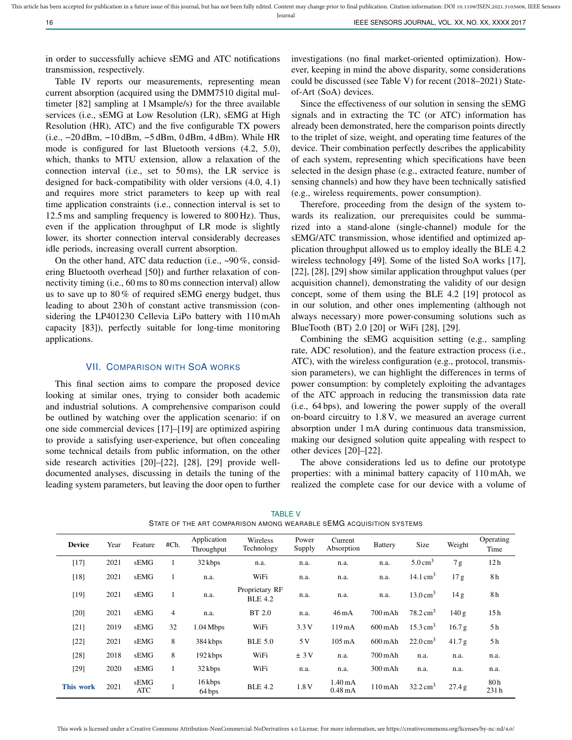in order to successfully achieve sEMG and ATC notifications transmission, respectively.

Table IV reports our measurements, representing mean current absorption (acquired using the DMM7510 digital multimeter [82] sampling at 1 Msample/s) for the three available services (i.e., sEMG at Low Resolution (LR), sEMG at High Resolution (HR), ATC) and the five configurable TX powers (i.e., −20 dBm, −10 dBm, −5 dBm, 0 dBm, 4 dBm). While HR mode is configured for last Bluetooth versions (4.2, 5.0), which, thanks to MTU extension, allow a relaxation of the connection interval (i.e., set to 50 ms), the LR service is designed for back-compatibility with older versions (4.0, 4.1) and requires more strict parameters to keep up with real time application constraints (i.e., connection interval is set to 12.5 ms and sampling frequency is lowered to 800 Hz). Thus, even if the application throughput of LR mode is slightly lower, its shorter connection interval considerably decreases idle periods, increasing overall current absorption.

On the other hand, ATC data reduction (i.e., ~90 %, considering Bluetooth overhead [50]) and further relaxation of connectivity timing (i.e., 60 ms to 80 ms connection interval) allow us to save up to 80 % of required sEMG energy budget, thus leading to about 230 h of constant active transmission (considering the LP401230 Cellevia LiPo battery with 110 mAh capacity [83]), perfectly suitable for long-time monitoring applications.

## VII. Comparison with SoA works

This final section aims to compare the proposed device looking at similar ones, trying to consider both academic and industrial solutions. A comprehensive comparison could be outlined by watching over the application scenario: if on one side commercial devices [17]–[19] are optimized aspiring to provide a satisfying user-experience, but often concealing some technical details from public information, on the other side research activities [20]–[22], [28], [29] provide well-documented analyses, discussing in details the tuning of the leading system parameters, but leaving the door open to further investigations (no final market-oriented optimization). However, keeping in mind the above disparity, some considerations could be discussed (see Table V) for recent (2018–2021) State-of-Art (SoA) devices.

Since the effectiveness of our solution in sensing the sEMG signals and in extracting the TC (or ATC) information has already been demonstrated, here the comparison points directly to the triplet of size, weight, and operating time features of the device. Their combination perfectly describes the applicability of each system, representing which specifications have been selected in the design phase (e.g., extracted feature, number of sensing channels) and how they have been technically satisfied (e.g., wireless requirements, power consumption).

Therefore, proceeding from the design of the system towards its realization, our prerequisites could be summarized into a stand-alone (single-channel) module for the sEMG/ATC transmission, whose identified and optimized application throughput allowed us to employ ideally the BLE 4.2 wireless technology [49]. Some of the listed SoA works [17], [22], [28], [29] show similar application throughput values (per acquisition channel), demonstrating the validity of our design concept, some of them using the BLE 4.2 [19] protocol as in our solution, and other ones implementing (although not always necessary) more power-consuming solutions such as BlueTooth (BT) 2.0 [20] or WiFi [28], [29].

Combining the sEMG acquisition setting (e.g., sampling rate, ADC resolution), and the feature extraction process (i.e., ATC), with the wireless configuration (e.g., protocol, transmission parameters), we can highlight the differences in terms of power consumption: by completely exploiting the advantages of the ATC approach in reducing the transmission data rate (i.e., 64 bps), and lowering the power supply of the overall on-board circuitry to 1.8 V, we measured an average current absorption under 1 mA during continuous data transmission, making our designed solution quite appealing with respect to other devices [20]–[22].

The above considerations led us to define our prototype properties: with a minimal battery capacity of 110 mAh, we realized the complete case for our device with a volume of

TABLE V
State of the art comparison among wearable sEMG acquisition systems

| Device | Year | Feature | #Ch. | Application Throughput | Wireless Technology | Power Supply | Current Absorption | Battery | Size | Weight | Operating Time |
|---|---|---|---|---|---|---|---|---|---|---|---|
| [17] | 2021 | sEMG | 1 | 32 kbps | n.a. | n.a. | n.a. | n.a. | 5.0 $cm^3$ | 7 g | 12 h |
| [18] | 2021 | sEMG | 1 | n.a. | WiFi | n.a. | n.a. | n.a. | 14.1 $cm^3$ | 17 g | 8 h |
| [19] | 2021 | sEMG | 1 | n.a. | Proprietary RF BLE 4.2 | n.a. | n.a. | n.a. | 13.0 $cm^3$ | 14 g | 8 h |
| [20] | 2021 | sEMG | 4 | n.a. | BT 2.0 | n.a. | 46 mA | 700 mAh | 78.2 $cm^3$ | 140 g | 15 h |
| [21] | 2019 | sEMG | 32 | 1.04 Mbps | WiFi | 3.3 V | 119 mA | 600 mAh | 15.3 $cm^3$ | 16.7 g | 5 h |
| [22] | 2021 | sEMG | 8 | 384 kbps | BLE 5.0 | 5 V | 105 mA | 600 mAh | 22.0 $cm^3$ | 41.7 g | 5 h |
| [28] | 2018 | sEMG | 8 | 192 kbps | WiFi | ± 3 V | n.a. | 700 mAh | n.a. | n.a. | n.a. |
| [29] | 2020 | sEMG | 1 | 32 kbps | WiFi | n.a. | n.a. | 300 mAh | n.a. | n.a. | n.a. |
| **This work** | 2021 | sEMG ATC | 1 | 16 kbps 64 bps | BLE 4.2 | 1.8 V | 1.40 mA 0.48 mA | 110 mAh | 32.2 $cm^3$ | 27.4 g | 80 h 231 h |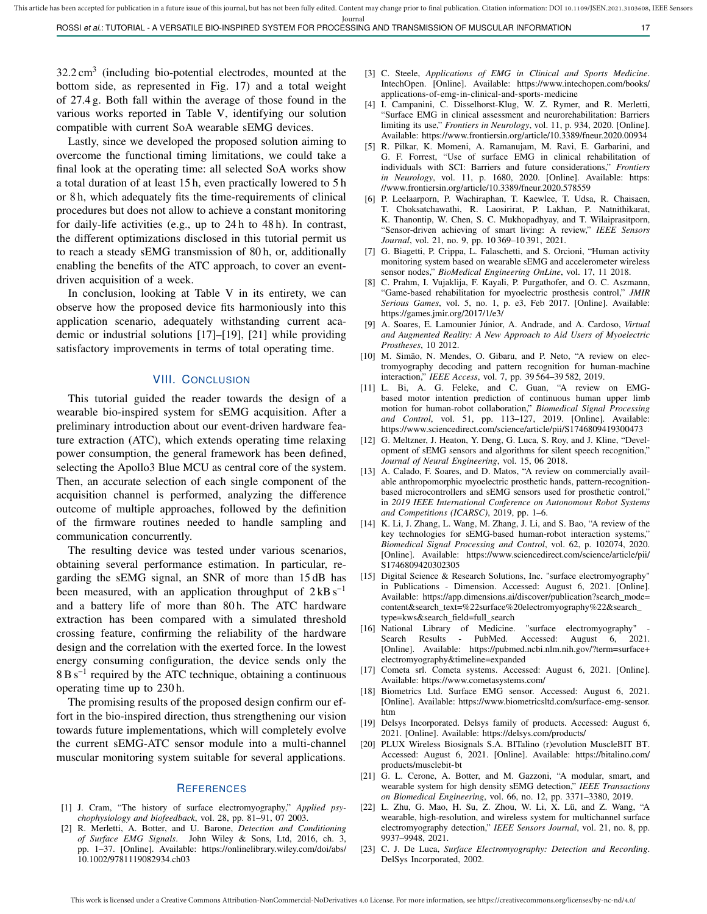$32.2\,\text{cm}^3$ (including bio-potential electrodes, mounted at the bottom side, as represented in Fig. 17) and a total weight of 27.4 g. Both fall within the average of those found in the various works reported in Table V, identifying our solution compatible with current SoA wearable sEMG devices.

Lastly, since we developed the proposed solution aiming to overcome the functional timing limitations, we could take a final look at the operating time: all selected SoA works show a total duration of at least 15 h, even practically lowered to 5 h or 8 h, which adequately fits the time-requirements of clinical procedures but does not allow to achieve a constant monitoring for daily-life activities (e.g., up to 24 h to 48 h). In contrast, the different optimizations disclosed in this tutorial permit us to reach a steady sEMG transmission of 80 h, or, additionally enabling the benefits of the ATC approach, to cover an event-driven acquisition of a week.

In conclusion, looking at Table V in its entirety, we can observe how the proposed device fits harmoniously into this application scenario, adequately withstanding current academic or industrial solutions [17]–[19], [21] while providing satisfactory improvements in terms of total operating time.

## VIII. Conclusion

This tutorial guided the reader towards the design of a wearable bio-inspired system for sEMG acquisition. After a preliminary introduction about our event-driven hardware feature extraction (ATC), which extends operating time relaxing power consumption, the general framework has been defined, selecting the Apollo3 Blue MCU as central core of the system. Then, an accurate selection of each single component of the acquisition channel is performed, analyzing the difference outcome of multiple approaches, followed by the definition of the firmware routines needed to handle sampling and communication concurrently.

The resulting device was tested under various scenarios, obtaining several performance estimation. In particular, regarding the sEMG signal, an SNR of more than 15 dB has been measured, with an application throughput of $2\,\text{kB}\,\text{s}^{-1}$ and a battery life of more than 80 h. The ATC hardware extraction has been compared with a simulated threshold crossing feature, confirming the reliability of the hardware design and the correlation with the exerted force. In the lowest energy consuming configuration, the device sends only the $8\,\text{B}\,\text{s}^{-1}$ required by the ATC technique, obtaining a continuous operating time up to 230 h.

The promising results of the proposed design confirm our effort in the bio-inspired direction, thus strengthening our vision towards future implementations, which will completely evolve the current sEMG-ATC sensor module into a multi-channel muscular monitoring system suitable for several applications.

## References

[1] J. Cram, "The history of surface electromyography," *Applied psychophysiology and biofeedback*, vol. 28, pp. 81–91, 07 2003.

[2] R. Merletti, A. Botter, and U. Barone, *Detection and Conditioning of Surface EMG Signals*. John Wiley & Sons, Ltd, 2016, ch. 3, pp. 1–37. [Online]. Available: https://onlinelibrary.wiley.com/doi/abs/10.1002/9781119082934.ch03

[3] C. Steele, *Applications of EMG in Clinical and Sports Medicine*. IntechOpen. [Online]. Available: https://www.intechopen.com/books/applications-of-emg-in-clinical-and-sports-medicine

[4] I. Campanini, C. Disselhorst-Klug, W. Z. Rymer, and R. Merletti, "Surface EMG in clinical assessment and neurorehabilitation: Barriers limiting its use," *Frontiers in Neurology*, vol. 11, p. 934, 2020. [Online]. Available: https://www.frontiersin.org/article/10.3389/fneur.2020.00934

[5] R. Pilkar, K. Momeni, A. Ramanujam, M. Ravi, E. Garbarini, and G. F. Forrest, "Use of surface EMG in clinical rehabilitation of individuals with SCI: Barriers and future considerations," *Frontiers in Neurology*, vol. 11, p. 1680, 2020. [Online]. Available: https://www.frontiersin.org/article/10.3389/fneur.2020.578559

[6] P. Leelaarporn, P. Wachiraphan, T. Kaewlee, T. Udsa, R. Chaisaen, T. Choksatchawathi, R. Laosirirat, P. Lakhan, P. Natnithikarat, K. Thanontip, W. Chen, S. C. Mukhopadhyay, and T. Wilaiprasitporn, "Sensor-driven achieving of smart living: A review," *IEEE Sensors Journal*, vol. 21, no. 9, pp. 10 369–10 391, 2021.

[7] G. Biagetti, P. Crippa, L. Falaschetti, and S. Orcioni, "Human activity monitoring system based on wearable sEMG and accelerometer wireless sensor nodes," *BioMedical Engineering OnLine*, vol. 17, 11 2018.

[8] C. Prahm, I. Vujaklija, F. Kayali, P. Purgathofer, and O. C. Aszmann, "Game-based rehabilitation for myoelectric prosthesis control," *JMIR Serious Games*, vol. 5, no. 1, p. e3, Feb 2017. [Online]. Available: https://games.jmir.org/2017/1/e3/

[9] A. Soares, E. Lamounier Júnior, A. Andrade, and A. Cardoso, *Virtual and Augmented Reality: A New Approach to Aid Users of Myoelectric Prostheses*, 10 2012.

[10] M. Simão, N. Mendes, O. Gibaru, and P. Neto, "A review on electromyography decoding and pattern recognition for human-machine interaction," *IEEE Access*, vol. 7, pp. 39 564–39 582, 2019.

[11] L. Bi, A. G. Feleke, and C. Guan, "A review on EMG-based motor intention prediction of continuous human upper limb motion for human-robot collaboration," *Biomedical Signal Processing and Control*, vol. 51, pp. 113–127, 2019. [Online]. Available: https://www.sciencedirect.com/science/article/pii/S1746809419300473

[12] G. Meltzner, J. Heaton, Y. Deng, G. Luca, S. Roy, and J. Kline, "Development of sEMG sensors and algorithms for silent speech recognition," *Journal of Neural Engineering*, vol. 15, 06 2018.

[13] A. Calado, F. Soares, and D. Matos, "A review on commercially available anthropomorphic myoelectric prosthetic hands, pattern-recognition-based microcontrollers and sEMG sensors used for prosthetic control," in *2019 IEEE International Conference on Autonomous Robot Systems and Competitions (ICARSC)*, 2019, pp. 1–6.

[14] K. Li, J. Zhang, L. Wang, M. Zhang, J. Li, and S. Bao, "A review of the key technologies for sEMG-based human-robot interaction systems," *Biomedical Signal Processing and Control*, vol. 62, p. 102074, 2020. [Online]. Available: https://www.sciencedirect.com/science/article/pii/S1746809420302305

[15] Digital Science & Research Solutions, Inc. "surface electromyography" in Publications - Dimension. Accessed: August 6, 2021. [Online]. Available: https://app.dimensions.ai/discover/publication?search_mode=content&search_text=%22surface%20electromyography%22&search_type=kws&search_field=full_search

[16] National Library of Medicine. "surface electromyography" - Search Results - PubMed. Accessed: August 6, 2021. [Online]. Available: https://pubmed.ncbi.nlm.nih.gov/?term=surface+electromyography&timeline=expanded

[17] Cometa srl. Cometa systems. Accessed: August 6, 2021. [Online]. Available: https://www.cometasystems.com/

[18] Biometrics Ltd. Surface EMG sensor. Accessed: August 6, 2021. [Online]. Available: https://www.biometricsltd.com/surface-emg-sensor.htm

[19] Delsys Incorporated. Delsys family of products. Accessed: August 6, 2021. [Online]. Available: https://delsys.com/products/

[20] PLUX Wireless Biosignals S.A. BITalino (r)evolution MuscleBIT BT. Accessed: August 6, 2021. [Online]. Available: https://bitalino.com/products/musclebit-bt

[21] G. L. Cerone, A. Botter, and M. Gazzoni, "A modular, smart, and wearable system for high density sEMG detection," *IEEE Transactions on Biomedical Engineering*, vol. 66, no. 12, pp. 3371–3380, 2019.

[22] L. Zhu, G. Mao, H. Su, Z. Zhou, W. Li, X. Lü, and Z. Wang, "A wearable, high-resolution, and wireless system for multichannel surface electromyography detection," *IEEE Sensors Journal*, vol. 21, no. 8, pp. 9937–9948, 2021.

[23] C. J. De Luca, *Surface Electromyography: Detection and Recording*. DelSys Incorporated, 2002.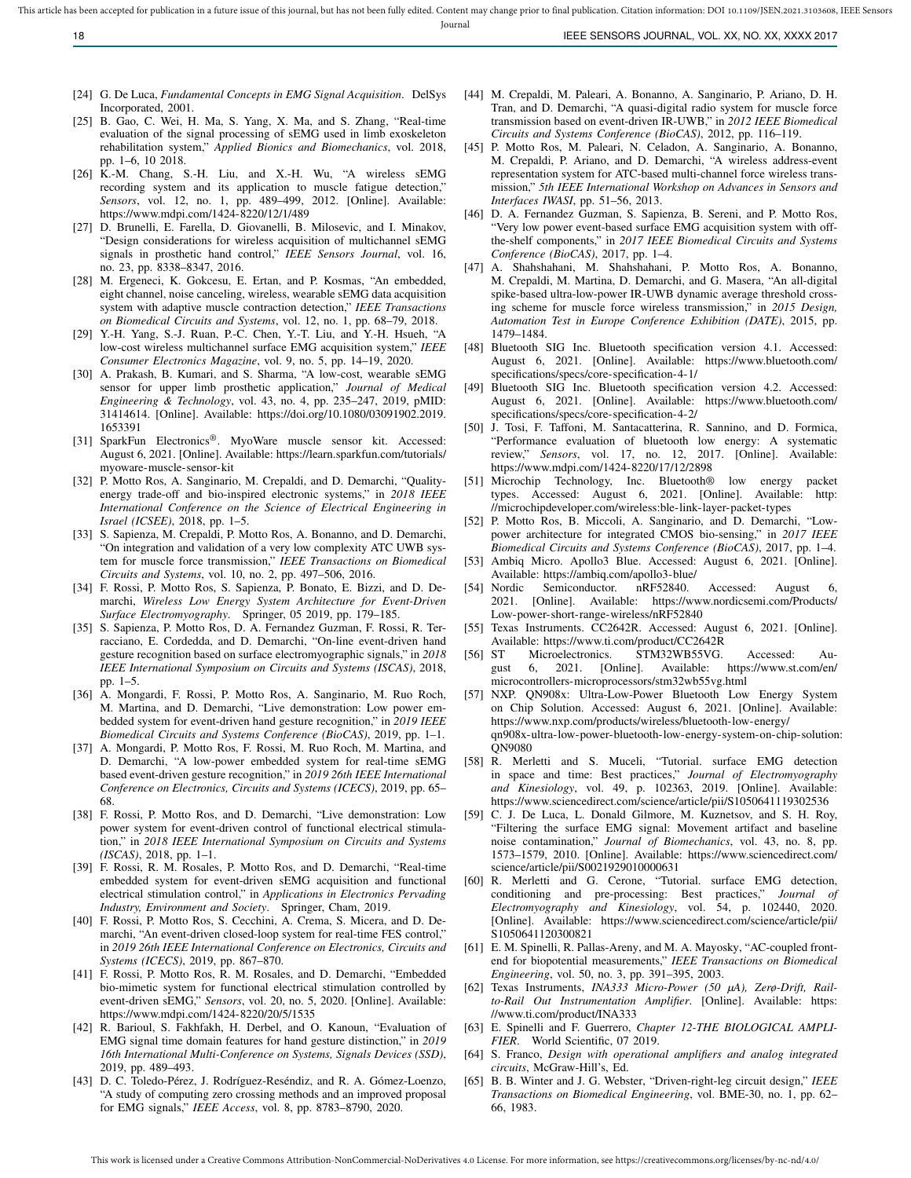[24] G. De Luca, *Fundamental Concepts in EMG Signal Acquisition*. DelSys Incorporated, 2001.

[25] B. Gao, C. Wei, H. Ma, S. Yang, X. Ma, and S. Zhang, "Real-time evaluation of the signal processing of sEMG used in limb exoskeleton rehabilitation system," *Applied Bionics and Biomechanics*, vol. 2018, pp. 1–6, 10 2018.

[26] K.-M. Chang, S.-H. Liu, and X.-H. Wu, "A wireless sEMG recording system and its application to muscle fatigue detection," *Sensors*, vol. 12, no. 1, pp. 489–499, 2012. [Online]. Available: https://www.mdpi.com/1424-8220/12/1/489

[27] D. Brunelli, E. Farella, D. Giovanelli, B. Milosevic, and I. Minakov, "Design considerations for wireless acquisition of multichannel sEMG signals in prosthetic hand control," *IEEE Sensors Journal*, vol. 16, no. 23, pp. 8338–8347, 2016.

[28] M. Ergeneci, K. Gokcesu, E. Ertan, and P. Kosmas, "An embedded, eight channel, noise canceling, wireless, wearable sEMG data acquisition system with adaptive muscle contraction detection," *IEEE Transactions on Biomedical Circuits and Systems*, vol. 12, no. 1, pp. 68–79, 2018.

[29] Y.-H. Yang, S.-J. Ruan, P.-C. Chen, Y.-T. Liu, and Y.-H. Hsueh, "A low-cost wireless multichannel surface EMG acquisition system," *IEEE Consumer Electronics Magazine*, vol. 9, no. 5, pp. 14–19, 2020.

[30] A. Prakash, B. Kumari, and S. Sharma, "A low-cost, wearable sEMG sensor for upper limb prosthetic application," *Journal of Medical Engineering & Technology*, vol. 43, no. 4, pp. 235–247, 2019, pMID: 31414614. [Online]. Available: https://doi.org/10.1080/03091902.2019.1653391

[31] SparkFun Electronics®. MyoWare muscle sensor kit. Accessed: August 6, 2021. [Online]. Available: https://learn.sparkfun.com/tutorials/myoware-muscle-sensor-kit

[32] P. Motto Ros, A. Sanginario, M. Crepaldi, and D. Demarchi, "Quality-energy trade-off and bio-inspired electronic systems," in *2018 IEEE International Conference on the Science of Electrical Engineering in Israel (ICSEE)*, 2018, pp. 1–5.

[33] S. Sapienza, M. Crepaldi, P. Motto Ros, A. Bonanno, and D. Demarchi, "On integration and validation of a very low complexity ATC UWB system for muscle force transmission," *IEEE Transactions on Biomedical Circuits and Systems*, vol. 10, no. 2, pp. 497–506, 2016.

[34] F. Rossi, P. Motto Ros, S. Sapienza, P. Bonato, E. Bizzi, and D. Demarchi, *Wireless Low Energy System Architecture for Event-Driven Surface Electromyography*. Springer, 05 2019, pp. 179–185.

[35] S. Sapienza, P. Motto Ros, D. A. Fernandez Guzman, F. Rossi, R. Terracciano, E. Cordedda, and D. Demarchi, "On-line event-driven hand gesture recognition based on surface electromyographic signals," in *2018 IEEE International Symposium on Circuits and Systems (ISCAS)*, 2018, pp. 1–5.

[36] A. Mongardi, F. Rossi, P. Motto Ros, A. Sanginario, M. Ruo Roch, M. Martina, and D. Demarchi, "Live demonstration: Low power embedded system for event-driven hand gesture recognition," in *2019 IEEE Biomedical Circuits and Systems Conference (BioCAS)*, 2019, pp. 1–1.

[37] A. Mongardi, P. Motto Ros, F. Rossi, M. Ruo Roch, M. Martina, and D. Demarchi, "A low-power embedded system for real-time sEMG based event-driven gesture recognition," in *2019 26th IEEE International Conference on Electronics, Circuits and Systems (ICECS)*, 2019, pp. 65–68.

[38] F. Rossi, P. Motto Ros, and D. Demarchi, "Live demonstration: Low power system for event-driven control of functional electrical stimulation," in *2018 IEEE International Symposium on Circuits and Systems (ISCAS)*, 2018, pp. 1–1.

[39] F. Rossi, R. M. Rosales, P. Motto Ros, and D. Demarchi, "Real-time embedded system for event-driven sEMG acquisition and functional electrical stimulation control," in *Applications in Electronics Pervading Industry, Environment and Society*. Springer, Cham, 2019.

[40] F. Rossi, P. Motto Ros, S. Cecchini, A. Crema, S. Micera, and D. Demarchi, "An event-driven closed-loop system for real-time FES control," in *2019 26th IEEE International Conference on Electronics, Circuits and Systems (ICECS)*, 2019, pp. 867–870.

[41] F. Rossi, P. Motto Ros, R. M. Rosales, and D. Demarchi, "Embedded bio-mimetic system for functional electrical stimulation controlled by event-driven sEMG," *Sensors*, vol. 20, no. 5, 2020. [Online]. Available: https://www.mdpi.com/1424-8220/20/5/1535

[42] R. Barioul, S. Fakhfakh, H. Derbel, and O. Kanoun, "Evaluation of EMG signal time domain features for hand gesture distinction," in *2019 16th International Multi-Conference on Systems, Signals Devices (SSD)*, 2019, pp. 489–493.

[43] D. C. Toledo-Pérez, J. Rodríguez-Reséndiz, and R. A. Gómez-Loenzo, "A study of computing zero crossing methods and an improved proposal for EMG signals," *IEEE Access*, vol. 8, pp. 8783–8790, 2020.

[44] M. Crepaldi, M. Paleari, A. Bonanno, A. Sanginario, P. Ariano, D. H. Tran, and D. Demarchi, "A quasi-digital radio system for muscle force transmission based on event-driven IR-UWB," in *2012 IEEE Biomedical Circuits and Systems Conference (BioCAS)*, 2012, pp. 116–119.

[45] P. Motto Ros, M. Paleari, N. Celadon, A. Sanginario, A. Bonanno, M. Crepaldi, P. Ariano, and D. Demarchi, "A wireless address-event representation system for ATC-based multi-channel force wireless transmission," *5th IEEE International Workshop on Advances in Sensors and Interfaces IWASI*, pp. 51–56, 2013.

[46] D. A. Fernandez Guzman, S. Sapienza, B. Sereni, and P. Motto Ros, "Very low power event-based surface EMG acquisition system with off-the-shelf components," in *2017 IEEE Biomedical Circuits and Systems Conference (BioCAS)*, 2017, pp. 1–4.

[47] A. Shahshahani, M. Shahshahani, P. Motto Ros, A. Bonanno, M. Crepaldi, M. Martina, D. Demarchi, and G. Masera, "An all-digital spike-based ultra-low-power IR-UWB dynamic average threshold crossing scheme for muscle force wireless transmission," in *2015 Design, Automation Test in Europe Conference Exhibition (DATE)*, 2015, pp. 1479–1484.

[48] Bluetooth SIG Inc. Bluetooth specification version 4.1. Accessed: August 6, 2021. [Online]. Available: https://www.bluetooth.com/specifications/specs/core-specification-4-1/

[49] Bluetooth SIG Inc. Bluetooth specification version 4.2. Accessed: August 6, 2021. [Online]. Available: https://www.bluetooth.com/specifications/specs/core-specification-4-2/

[50] J. Tosi, F. Taffoni, M. Santacatterina, R. Sannino, and D. Formica, "Performance evaluation of bluetooth low energy: A systematic review," *Sensors*, vol. 17, no. 12, 2017. [Online]. Available: https://www.mdpi.com/1424-8220/17/12/2898

[51] Microchip Technology, Inc. Bluetooth® low energy packet types. Accessed: August 6, 2021. [Online]. Available: http://microchipdeveloper.com/wireless:ble-link-layer-packet-types

[52] P. Motto Ros, B. Miccoli, A. Sanginario, and D. Demarchi, "Low-power architecture for integrated CMOS bio-sensing," in *2017 IEEE Biomedical Circuits and Systems Conference (BioCAS)*, 2017, pp. 1–4.

[53] Ambiq Micro. Apollo3 Blue. Accessed: August 6, 2021. [Online]. Available: https://ambiq.com/apollo3-blue/

[54] Nordic Semiconductor. nRF52840. Accessed: August 6, 2021. [Online]. Available: https://www.nordicsemi.com/Products/Low-power-short-range-wireless/nRF52840

[55] Texas Instruments. CC2642R. Accessed: August 6, 2021. [Online]. Available: https://www.ti.com/product/CC2642R

[56] ST Microelectronics. STM32WB55VG. Accessed: August 6, 2021. [Online]. Available: https://www.st.com/en/microcontrollers-microprocessors/stm32wb55vg.html

[57] NXP. QN908x: Ultra-Low-Power Bluetooth Low Energy System on Chip Solution. Accessed: August 6, 2021. [Online]. Available: https://www.nxp.com/products/wireless/bluetooth-low-energy/qn908x-ultra-low-power-bluetooth-low-energy-system-on-chip-solution:QN9080

[58] R. Merletti and S. Muceli, "Tutorial. surface EMG detection in space and time: Best practices," *Journal of Electromyography and Kinesiology*, vol. 49, p. 102363, 2019. [Online]. Available: https://www.sciencedirect.com/science/article/pii/S1050641119302536

[59] C. J. De Luca, L. Donald Gilmore, M. Kuznetsov, and S. H. Roy, "Filtering the surface EMG signal: Movement artifact and baseline noise contamination," *Journal of Biomechanics*, vol. 43, no. 8, pp. 1573–1579, 2010. [Online]. Available: https://www.sciencedirect.com/science/article/pii/S0021929010000631

[60] R. Merletti and G. Cerone, "Tutorial. surface EMG detection, conditioning and pre-processing: Best practices," *Journal of Electromyography and Kinesiology*, vol. 54, p. 102440, 2020. [Online]. Available: https://www.sciencedirect.com/science/article/pii/S1050641120300821

[61] E. M. Spinelli, R. Pallas-Areny, and M. A. Mayosky, "AC-coupled front-end for biopotential measurements," *IEEE Transactions on Biomedical Engineering*, vol. 50, no. 3, pp. 391–395, 2003.

[62] Texas Instruments, *INA333 Micro-Power (50 μA), Zerø-Drift, Rail-to-Rail Out Instrumentation Amplifier*. [Online]. Available: https://www.ti.com/product/INA333

[63] E. Spinelli and F. Guerrero, *Chapter 12-THE BIOLOGICAL AMPLIFIER*. World Scientific, 07 2019.

[64] S. Franco, *Design with operational amplifiers and analog integrated circuits*, McGraw-Hill's, Ed.

[65] B. B. Winter and J. G. Webster, "Driven-right-leg circuit design," *IEEE Transactions on Biomedical Engineering*, vol. BME-30, no. 1, pp. 62–66, 1983.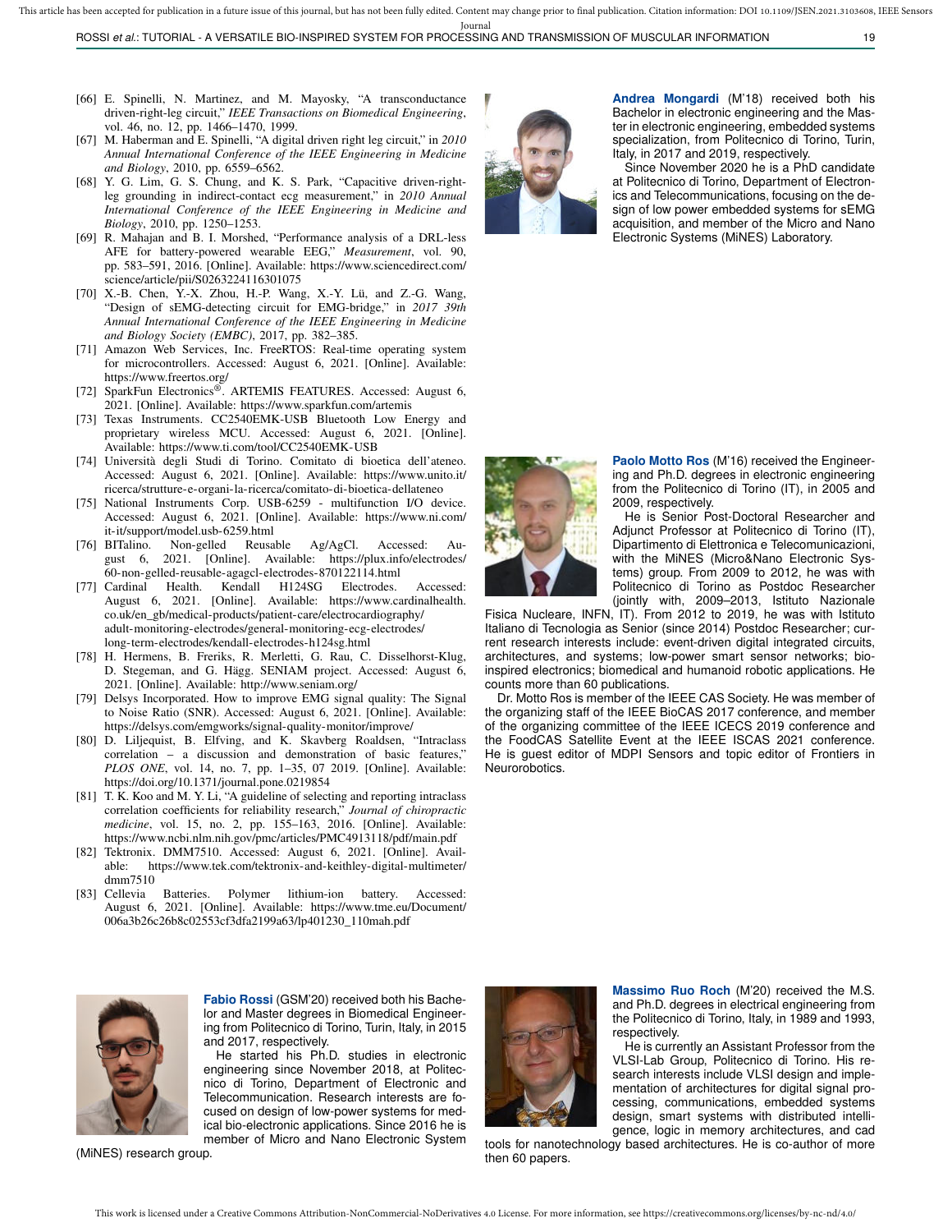[66] E. Spinelli, N. Martinez, and M. Mayosky, "A transconductance driven-right-leg circuit," *IEEE Transactions on Biomedical Engineering*, vol. 46, no. 12, pp. 1466–1470, 1999.

[67] M. Haberman and E. Spinelli, "A digital driven right leg circuit," in *2010 Annual International Conference of the IEEE Engineering in Medicine and Biology*, 2010, pp. 6559–6562.

[68] Y. G. Lim, G. S. Chung, and K. S. Park, "Capacitive driven-right-leg grounding in indirect-contact ecg measurement," in *2010 Annual International Conference of the IEEE Engineering in Medicine and Biology*, 2010, pp. 1250–1253.

[69] R. Mahajan and B. I. Morshed, "Performance analysis of a DRL-less AFE for battery-powered wearable EEG," *Measurement*, vol. 90, pp. 583–591, 2016. [Online]. Available: https://www.sciencedirect.com/science/article/pii/S0263224116301075

[70] X.-B. Chen, Y.-X. Zhou, H.-P. Wang, X.-Y. Lü, and Z.-G. Wang, "Design of sEMG-detecting circuit for EMG-bridge," in *2017 39th Annual International Conference of the IEEE Engineering in Medicine and Biology Society (EMBC)*, 2017, pp. 382–385.

[71] Amazon Web Services, Inc. FreeRTOS: Real-time operating system for microcontrollers. Accessed: August 6, 2021. [Online]. Available: https://www.freertos.org/

[72] SparkFun Electronics®. ARTEMIS FEATURES. Accessed: August 6, 2021. [Online]. Available: https://www.sparkfun.com/artemis

[73] Texas Instruments. CC2540EMK-USB Bluetooth Low Energy and proprietary wireless MCU. Accessed: August 6, 2021. [Online]. Available: https://www.ti.com/tool/CC2540EMK-USB

[74] Università degli Studi di Torino. Comitato di bioetica dell'ateneo. Accessed: August 6, 2021. [Online]. Available: https://www.unito.it/ricerca/strutture-e-organi-la-ricerca/comitato-di-bioetica-dellateneo

[75] National Instruments Corp. USB-6259 - multifunction I/O device. Accessed: August 6, 2021. [Online]. Available: https://www.ni.com/it-it/support/model.usb-6259.html

[76] BITalino. Non-gelled Reusable Ag/AgCl. Accessed: August 6, 2021. [Online]. Available: https://plux.info/electrodes/60-non-gelled-reusable-agagcl-electrodes-870122114.html

[77] Cardinal Health. Kendall H124SG Electrodes. Accessed: August 6, 2021. [Online]. Available: https://www.cardinalhealth.co.uk/en_gb/medical-products/patient-care/electrocardiography/adult-monitoring-electrodes/general-monitoring-ecg-electrodes/long-term-electrodes/kendall-electrodes-h124sg.html

[78] H. Hermens, B. Freriks, R. Merletti, G. Rau, C. Disselhorst-Klug, D. Stegeman, and G. Hägg. SENIAM project. Accessed: August 6, 2021. [Online]. Available: http://www.seniam.org/

[79] Delsys Incorporated. How to improve EMG signal quality: The Signal to Noise Ratio (SNR). Accessed: August 6, 2021. [Online]. Available: https://delsys.com/emgworks/signal-quality-monitor/improve/

[80] D. Liljequist, B. Elfving, and K. Skavberg Roaldsen, "Intraclass correlation – a discussion and demonstration of basic features," *PLOS ONE*, vol. 14, no. 7, pp. 1–35, 07 2019. [Online]. Available: https://doi.org/10.1371/journal.pone.0219854

[81] T. K. Koo and M. Y. Li, "A guideline of selecting and reporting intraclass correlation coefficients for reliability research," *Journal of chiropractic medicine*, vol. 15, no. 2, pp. 155–163, 2016. [Online]. Available: https://www.ncbi.nlm.nih.gov/pmc/articles/PMC4913118/pdf/main.pdf

[82] Tektronix. DMM7510. Accessed: August 6, 2021. [Online]. Available: https://www.tek.com/tektronix-and-keithley-digital-multimeter/dmm7510

[83] Cellevia Batteries. Polymer lithium-ion battery. Accessed: August 6, 2021. [Online]. Available: https://www.tme.eu/Document/006a3b26c26b8c02553cf3dfa2199a63/lp401230_110mah.pdf

**Fabio Rossi** (GSM'20) received both his Bachelor and Master degrees in Biomedical Engineering from Politecnico di Torino, Turin, Italy, in 2015 and 2017, respectively.

He started his Ph.D. studies in electronic engineering since November 2018, at Politecnico di Torino, Department of Electronic and Telecommunication. Research interests are focused on design of low-power systems for medical bio-electronic applications. Since 2016 he is member of Micro and Nano Electronic System (MiNES) research group.

**Andrea Mongardi** (M'18) received both his Bachelor in electronic engineering and the Master in electronic engineering, embedded systems specialization, from Politecnico di Torino, Turin, Italy, in 2017 and 2019, respectively.

Since November 2020 he is a PhD candidate at Politecnico di Torino, Department of Electronics and Telecommunications, focusing on the design of low power embedded systems for sEMG acquisition, and member of the Micro and Nano Electronic Systems (MiNES) Laboratory.

**Paolo Motto Ros** (M'16) received the Engineering and Ph.D. degrees in electronic engineering from the Politecnico di Torino (IT), in 2005 and 2009, respectively.

He is Senior Post-Doctoral Researcher and Adjunct Professor at Politecnico di Torino (IT), Dipartimento di Elettronica e Telecomunicazioni, with the MiNES (Micro&Nano Electronic Systems) group. From 2009 to 2012, he was with Politecnico di Torino as Postdoc Researcher (jointly with, 2009–2013, Istituto Nazionale Fisica Nucleare, INFN, IT). From 2012 to 2019, he was with Istituto Italiano di Tecnologia as Senior (since 2014) Postdoc Researcher; current research interests include: event-driven digital integrated circuits, architectures, and systems; low-power smart sensor networks; bio-inspired electronics; biomedical and humanoid robotic applications. He counts more than 60 publications.

Dr. Motto Ros is member of the IEEE CAS Society. He was member of the organizing staff of the IEEE BioCAS 2017 conference, and member of the organizing committee of the IEEE ICECS 2019 conference and the FoodCAS Satellite Event at the IEEE ISCAS 2021 conference. He is guest editor of MDPI Sensors and topic editor of Frontiers in Neurorobotics.

**Massimo Ruo Roch** (M'20) received the M.S. and Ph.D. degrees in electrical engineering from the Politecnico di Torino, Italy, in 1989 and 1993, respectively.

He is currently an Assistant Professor from the VLSI-Lab Group, Politecnico di Torino. His research interests include VLSI design and implementation of architectures for digital signal processing, communications, embedded systems design, smart systems with distributed intelligence, logic in memory architectures, and cad tools for nanotechnology based architectures. He is co-author of more then 60 papers.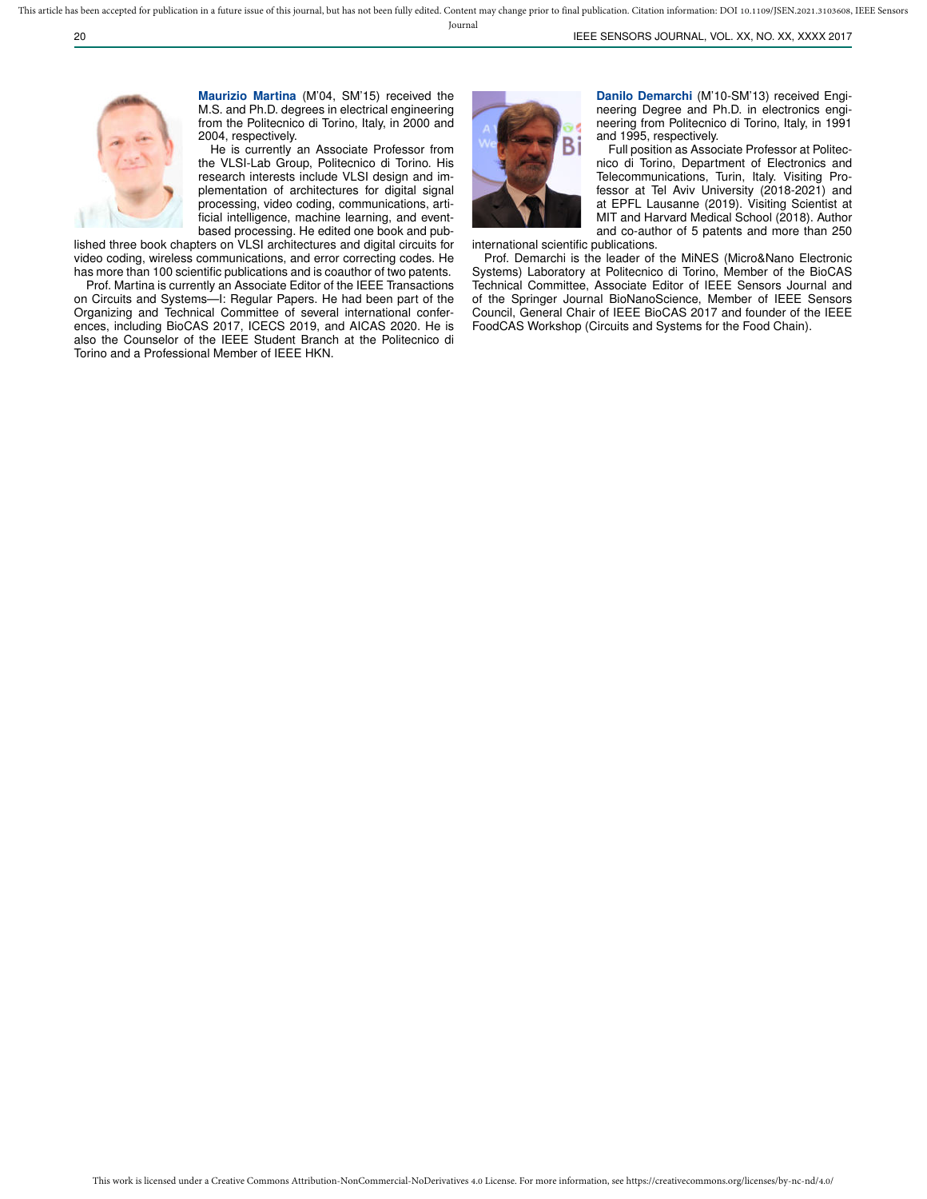**Maurizio Martina** (M'04, SM'15) received the M.S. and Ph.D. degrees in electrical engineering from the Politecnico di Torino, Italy, in 2000 and 2004, respectively.

He is currently an Associate Professor from the VLSI-Lab Group, Politecnico di Torino. His research interests include VLSI design and implementation of architectures for digital signal processing, video coding, communications, artificial intelligence, machine learning, and event-based processing. He edited one book and published three book chapters on VLSI architectures and digital circuits for video coding, wireless communications, and error correcting codes. He has more than 100 scientific publications and is coauthor of two patents.

Prof. Martina is currently an Associate Editor of the IEEE Transactions on Circuits and Systems—I: Regular Papers. He had been part of the Organizing and Technical Committee of several international conferences, including BioCAS 2017, ICECS 2019, and AICAS 2020. He is also the Counselor of the IEEE Student Branch at the Politecnico di Torino and a Professional Member of IEEE HKN.

**Danilo Demarchi** (M'10-SM'13) received Engineering Degree and Ph.D. in electronics engineering from Politecnico di Torino, Italy, in 1991 and 1995, respectively.

Full position as Associate Professor at Politecnico di Torino, Department of Electronics and Telecommunications, Turin, Italy. Visiting Professor at Tel Aviv University (2018-2021) and at EPFL Lausanne (2019). Visiting Scientist at MIT and Harvard Medical School (2018). Author and co-author of 5 patents and more than 250 international scientific publications.

Prof. Demarchi is the leader of the MiNES (Micro&Nano Electronic Systems) Laboratory at Politecnico di Torino, Member of the BioCAS Technical Committee, Associate Editor of IEEE Sensors Journal and of the Springer Journal BioNanoScience, Member of IEEE Sensors Council, General Chair of IEEE BioCAS 2017 and founder of the IEEE FoodCAS Workshop (Circuits and Systems for the Food Chain).